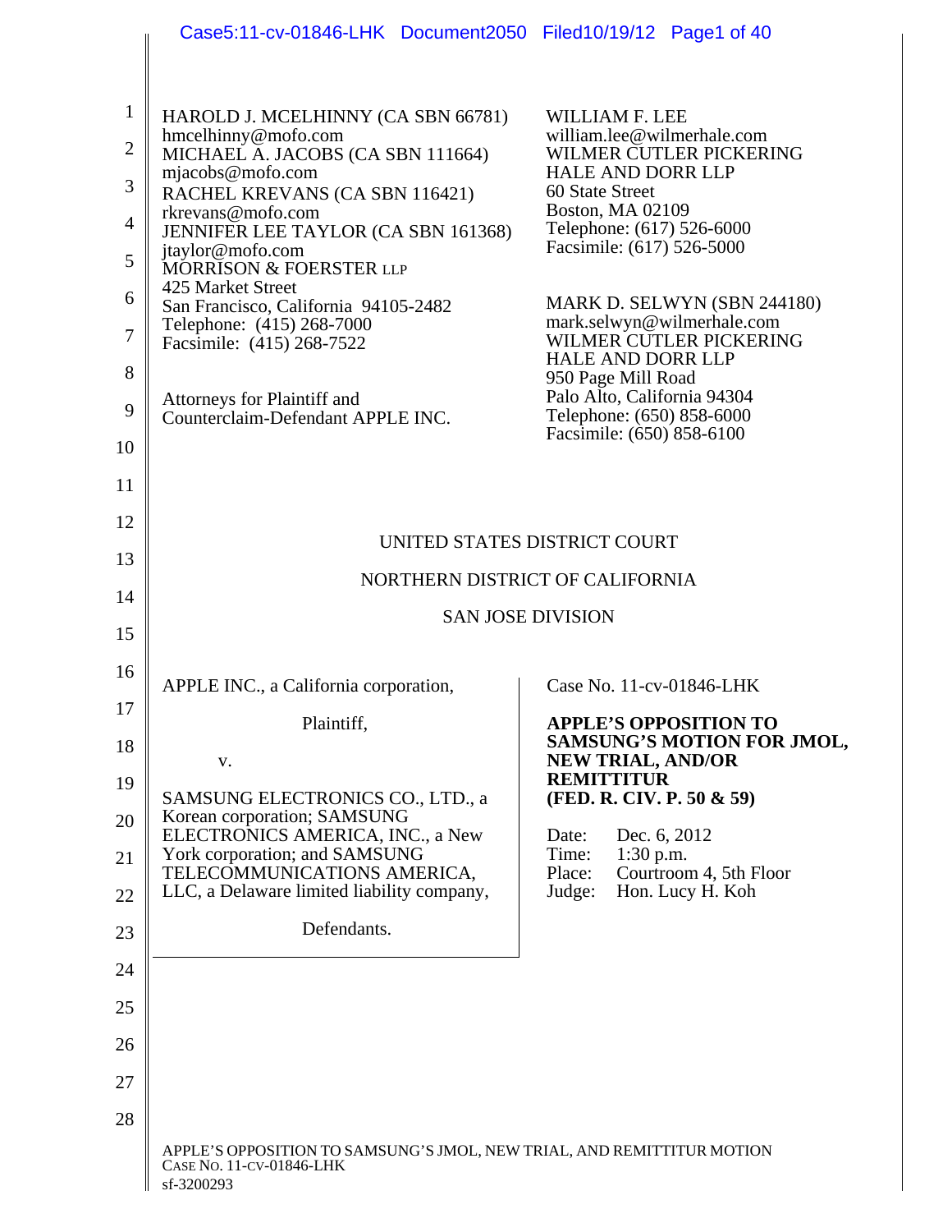HAROLD J. MCELHINNY (CA SBN 66781)
hmcelhinny@mofo.com
MICHAEL A. JACOBS (CA SBN 111664)
mjacobs@mofo.com
RACHEL KREVANS (CA SBN 116421)
rkrevans@mofo.com
JENNIFER LEE TAYLOR (CA SBN 161368)
jtaylor@mofo.com
MORRISON & FOERSTER LLP
425 Market Street
San Francisco, California 94105-2482
Telephone: (415) 268-7000
Facsimile: (415) 268-7522

Attorneys for Plaintiff and
Counterclaim-Defendant APPLE INC.

WILLIAM F. LEE
william.lee@wilmerhale.com
WILMER CUTLER PICKERING
HALE AND DORR LLP
60 State Street
Boston, MA 02109
Telephone: (617) 526-6000
Facsimile: (617) 526-5000

MARK D. SELWYN (SBN 244180)
mark.selwyn@wilmerhale.com
WILMER CUTLER PICKERING
HALE AND DORR LLP
950 Page Mill Road
Palo Alto, California 94304
Telephone: (650) 858-6000
Facsimile: (650) 858-6100

UNITED STATES DISTRICT COURT

NORTHERN DISTRICT OF CALIFORNIA

SAN JOSE DIVISION

APPLE INC., a California corporation,

Plaintiff,

v.

SAMSUNG ELECTRONICS CO., LTD., a Korean corporation; SAMSUNG ELECTRONICS AMERICA, INC., a New York corporation; and SAMSUNG TELECOMMUNICATIONS AMERICA, LLC, a Delaware limited liability company,

Defendants.

Case No. 11-cv-01846-LHK

**APPLE'S OPPOSITION TO SAMSUNG'S MOTION FOR JMOL, NEW TRIAL, AND/OR REMITTITUR (FED. R. CIV. P. 50 & 59)**

Date: Dec. 6, 2012
Time: 1:30 p.m.
Place: Courtroom 4, 5th Floor
Judge: Hon. Lucy H. Koh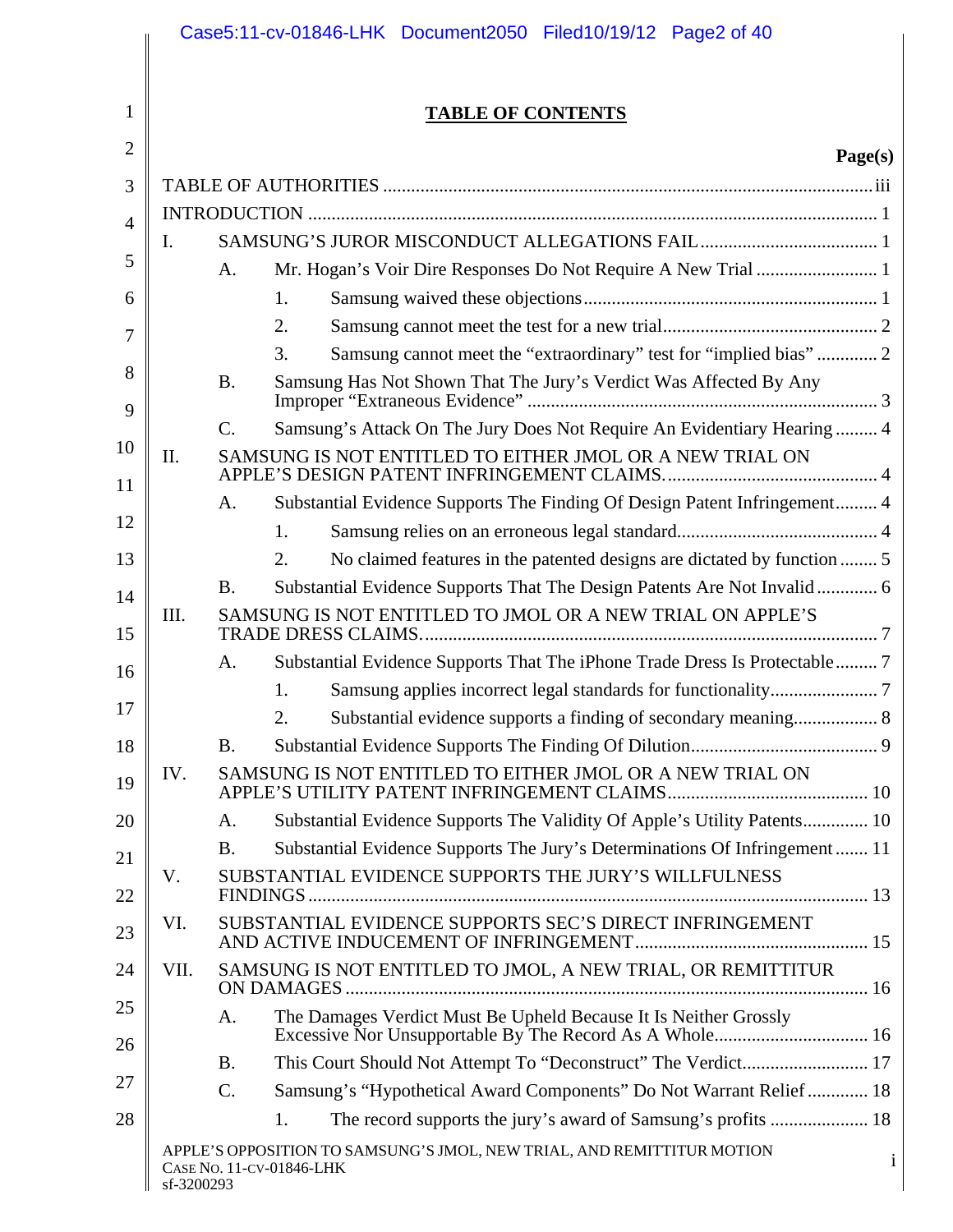## TABLE OF CONTENTS

| | | | | Page(s) |
|---|---|---|---|---|
| TABLE OF AUTHORITIES | | | | iii |
| INTRODUCTION | | | | 1 |
| I. | SAMSUNG'S JUROR MISCONDUCT ALLEGATIONS FAIL | | | 1 |
| | A. | Mr. Hogan's Voir Dire Responses Do Not Require A New Trial | | 1 |
| | | 1. | Samsung waived these objections | 1 |
| | | 2. | Samsung cannot meet the test for a new trial | 2 |
| | | 3. | Samsung cannot meet the "extraordinary" test for "implied bias" | 2 |
| | B. | Samsung Has Not Shown That The Jury's Verdict Was Affected By Any Improper "Extraneous Evidence" | | 3 |
| | C. | Samsung's Attack On The Jury Does Not Require An Evidentiary Hearing | | 4 |
| II. | SAMSUNG IS NOT ENTITLED TO EITHER JMOL OR A NEW TRIAL ON APPLE'S DESIGN PATENT INFRINGEMENT CLAIMS. | | | 4 |
| | A. | Substantial Evidence Supports The Finding Of Design Patent Infringement | | 4 |
| | | 1. | Samsung relies on an erroneous legal standard | 4 |
| | | 2. | No claimed features in the patented designs are dictated by function | 5 |
| | B. | Substantial Evidence Supports That The Design Patents Are Not Invalid | | 6 |
| III. | SAMSUNG IS NOT ENTITLED TO JMOL OR A NEW TRIAL ON APPLE'S TRADE DRESS CLAIMS. | | | 7 |
| | A. | Substantial Evidence Supports That The iPhone Trade Dress Is Protectable | | 7 |
| | | 1. | Samsung applies incorrect legal standards for functionality | 7 |
| | | 2. | Substantial evidence supports a finding of secondary meaning | 8 |
| | B. | Substantial Evidence Supports The Finding Of Dilution | | 9 |
| IV. | SAMSUNG IS NOT ENTITLED TO EITHER JMOL OR A NEW TRIAL ON APPLE'S UTILITY PATENT INFRINGEMENT CLAIMS | | | 10 |
| | A. | Substantial Evidence Supports The Validity Of Apple's Utility Patents | | 10 |
| | B. | Substantial Evidence Supports The Jury's Determinations Of Infringement | | 11 |
| V. | SUBSTANTIAL EVIDENCE SUPPORTS THE JURY'S WILLFULNESS FINDINGS | | | 13 |
| VI. | SUBSTANTIAL EVIDENCE SUPPORTS SEC'S DIRECT INFRINGEMENT AND ACTIVE INDUCEMENT OF INFRINGEMENT | | | 15 |
| VII. | SAMSUNG IS NOT ENTITLED TO JMOL, A NEW TRIAL, OR REMITTITUR ON DAMAGES | | | 16 |
| | A. | The Damages Verdict Must Be Upheld Because It Is Neither Grossly Excessive Nor Unsupportable By The Record As A Whole | | 16 |
| | B. | This Court Should Not Attempt To "Deconstruct" The Verdict | | 17 |
| | C. | Samsung's "Hypothetical Award Components" Do Not Warrant Relief | | 18 |
| | | 1. | The record supports the jury's award of Samsung's profits | 18 |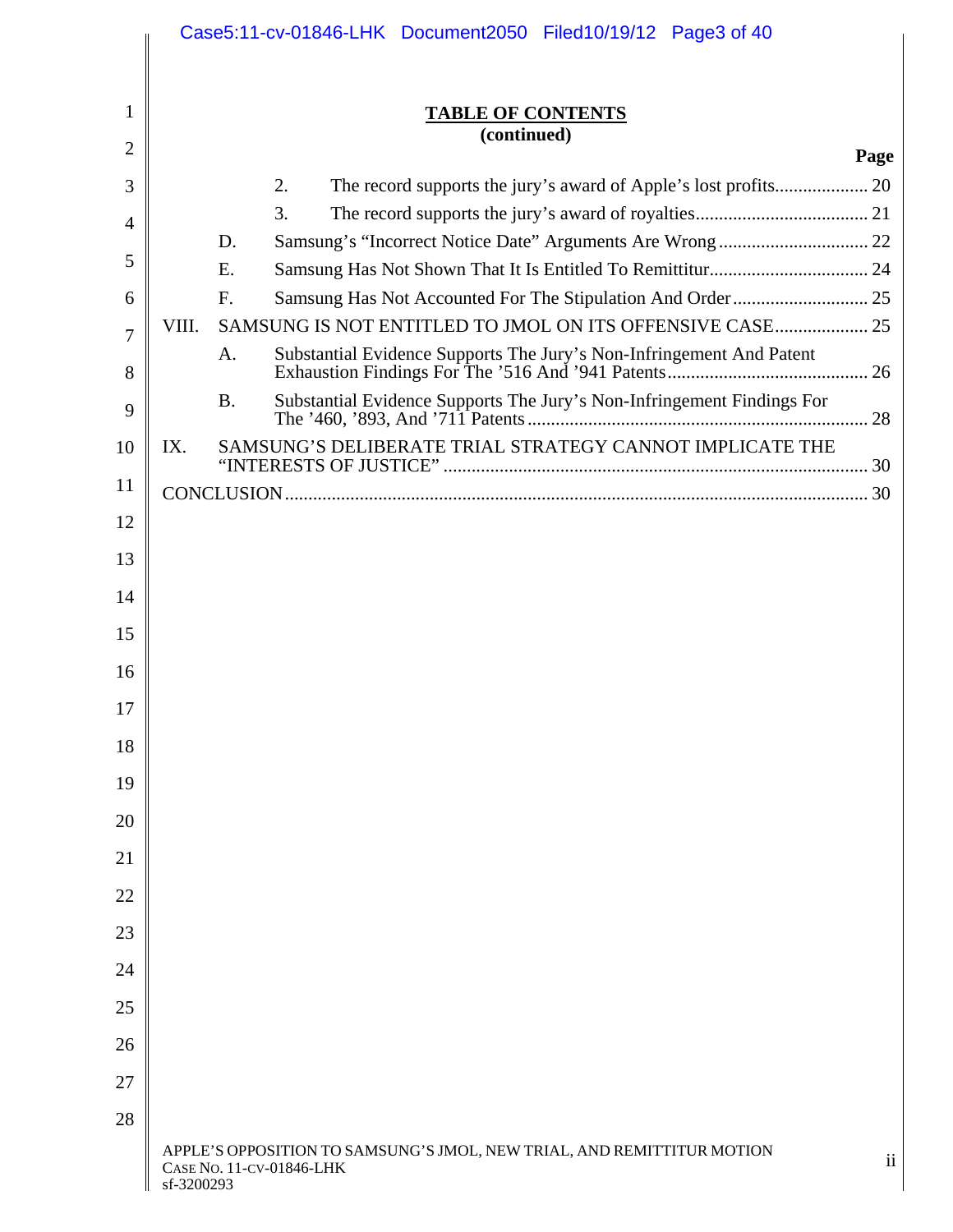**TABLE OF CONTENTS**
**(continued)**

| | | | | Page |
|---|---|---|---|---|
| | | 2. | The record supports the jury's award of Apple's lost profits | 20 |
| | | 3. | The record supports the jury's award of royalties | 21 |
| | D. | Samsung's "Incorrect Notice Date" Arguments Are Wrong | | 22 |
| | E. | Samsung Has Not Shown That It Is Entitled To Remittitur | | 24 |
| | F. | Samsung Has Not Accounted For The Stipulation And Order | | 25 |
| VIII. | SAMSUNG IS NOT ENTITLED TO JMOL ON ITS OFFENSIVE CASE | | | 25 |
| | A. | Substantial Evidence Supports The Jury's Non-Infringement And Patent Exhaustion Findings For The '516 And '941 Patents | | 26 |
| | B. | Substantial Evidence Supports The Jury's Non-Infringement Findings For The '460, '893, And '711 Patents | | 28 |
| IX. | SAMSUNG'S DELIBERATE TRIAL STRATEGY CANNOT IMPLICATE THE "INTERESTS OF JUSTICE" | | | 30 |
| CONCLUSION | | | | 30 |

APPLE'S OPPOSITION TO SAMSUNG'S JMOL, NEW TRIAL, AND REMITTITUR MOTION
CASE NO. 11-CV-01846-LHK
sf-3200293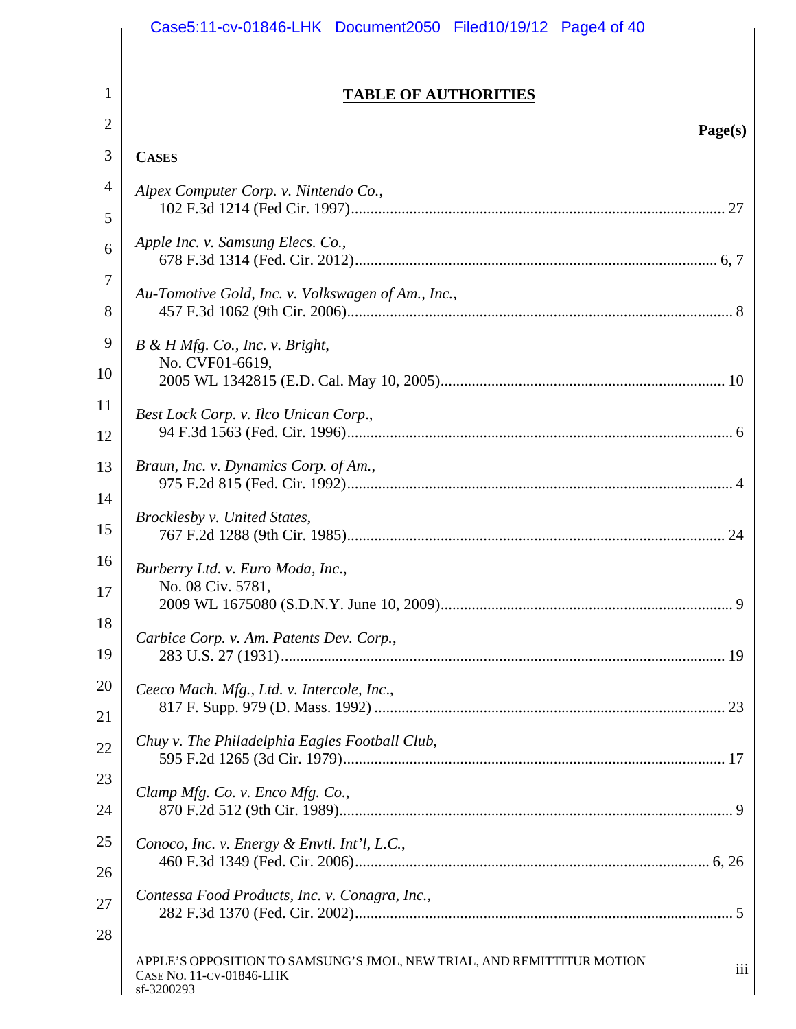# TABLE OF AUTHORITIES

**Page(s)**

**CASES**

*Alpex Computer Corp. v. Nintendo Co.*,
102 F.3d 1214 (Fed Cir. 1997) ........ 27

*Apple Inc. v. Samsung Elecs. Co.*,
678 F.3d 1314 (Fed. Cir. 2012) ........ 6, 7

*Au-Tomotive Gold, Inc. v. Volkswagen of Am., Inc.*,
457 F.3d 1062 (9th Cir. 2006) ........ 8

*B & H Mfg. Co., Inc. v. Bright*,
No. CVF01-6619,
2005 WL 1342815 (E.D. Cal. May 10, 2005) ........ 10

*Best Lock Corp. v. Ilco Unican Corp.*,
94 F.3d 1563 (Fed. Cir. 1996) ........ 6

*Braun, Inc. v. Dynamics Corp. of Am.*,
975 F.2d 815 (Fed. Cir. 1992) ........ 4

*Brocklesby v. United States*,
767 F.2d 1288 (9th Cir. 1985) ........ 24

*Burberry Ltd. v. Euro Moda, Inc.*,
No. 08 Civ. 5781,
2009 WL 1675080 (S.D.N.Y. June 10, 2009) ........ 9

*Carbice Corp. v. Am. Patents Dev. Corp.*,
283 U.S. 27 (1931) ........ 19

*Ceeco Mach. Mfg., Ltd. v. Intercole, Inc.*,
817 F. Supp. 979 (D. Mass. 1992) ........ 23

*Chuy v. The Philadelphia Eagles Football Club*,
595 F.2d 1265 (3d Cir. 1979) ........ 17

*Clamp Mfg. Co. v. Enco Mfg. Co.*,
870 F.2d 512 (9th Cir. 1989) ........ 9

*Conoco, Inc. v. Energy & Envtl. Int'l, L.C.*,
460 F.3d 1349 (Fed. Cir. 2006) ........ 6, 26

*Contessa Food Products, Inc. v. Conagra, Inc.*,
282 F.3d 1370 (Fed. Cir. 2002) ........ 5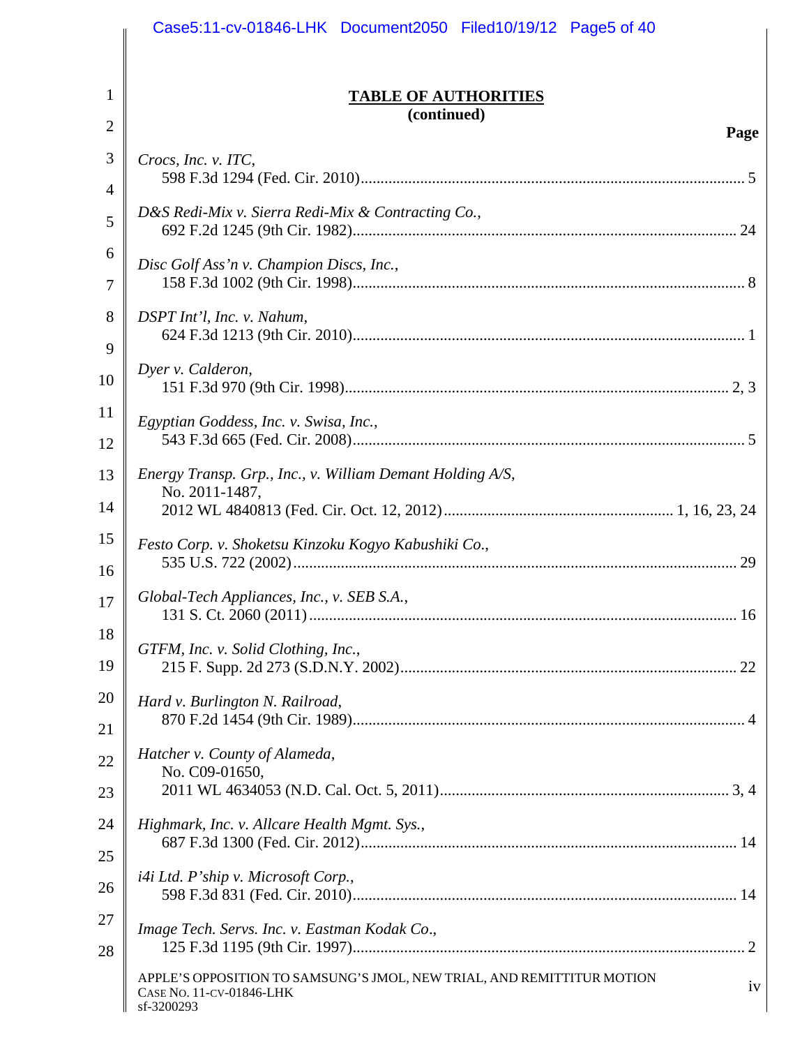## TABLE OF AUTHORITIES
**(continued)**

**Page**

*Crocs, Inc. v. ITC*,
598 F.3d 1294 (Fed. Cir. 2010) ........ 5

*D&S Redi-Mix v. Sierra Redi-Mix & Contracting Co.*,
692 F.2d 1245 (9th Cir. 1982) ........ 24

*Disc Golf Ass'n v. Champion Discs, Inc.*,
158 F.3d 1002 (9th Cir. 1998) ........ 8

*DSPT Int'l, Inc. v. Nahum*,
624 F.3d 1213 (9th Cir. 2010) ........ 1

*Dyer v. Calderon*,
151 F.3d 970 (9th Cir. 1998) ........ 2, 3

*Egyptian Goddess, Inc. v. Swisa, Inc.*,
543 F.3d 665 (Fed. Cir. 2008) ........ 5

*Energy Transp. Grp., Inc., v. William Demant Holding A/S*,
No. 2011-1487,
2012 WL 4840813 (Fed. Cir. Oct. 12, 2012) ........ 1, 16, 23, 24

*Festo Corp. v. Shoketsu Kinzoku Kogyo Kabushiki Co.*,
535 U.S. 722 (2002) ........ 29

*Global-Tech Appliances, Inc., v. SEB S.A.*,
131 S. Ct. 2060 (2011) ........ 16

*GTFM, Inc. v. Solid Clothing, Inc.*,
215 F. Supp. 2d 273 (S.D.N.Y. 2002) ........ 22

*Hard v. Burlington N. Railroad*,
870 F.2d 1454 (9th Cir. 1989) ........ 4

*Hatcher v. County of Alameda*,
No. C09-01650,
2011 WL 4634053 (N.D. Cal. Oct. 5, 2011) ........ 3, 4

*Highmark, Inc. v. Allcare Health Mgmt. Sys.*,
687 F.3d 1300 (Fed. Cir. 2012) ........ 14

*i4i Ltd. P'ship v. Microsoft Corp.*,
598 F.3d 831 (Fed. Cir. 2010) ........ 14

*Image Tech. Servs. Inc. v. Eastman Kodak Co*.,
125 F.3d 1195 (9th Cir. 1997) ........ 2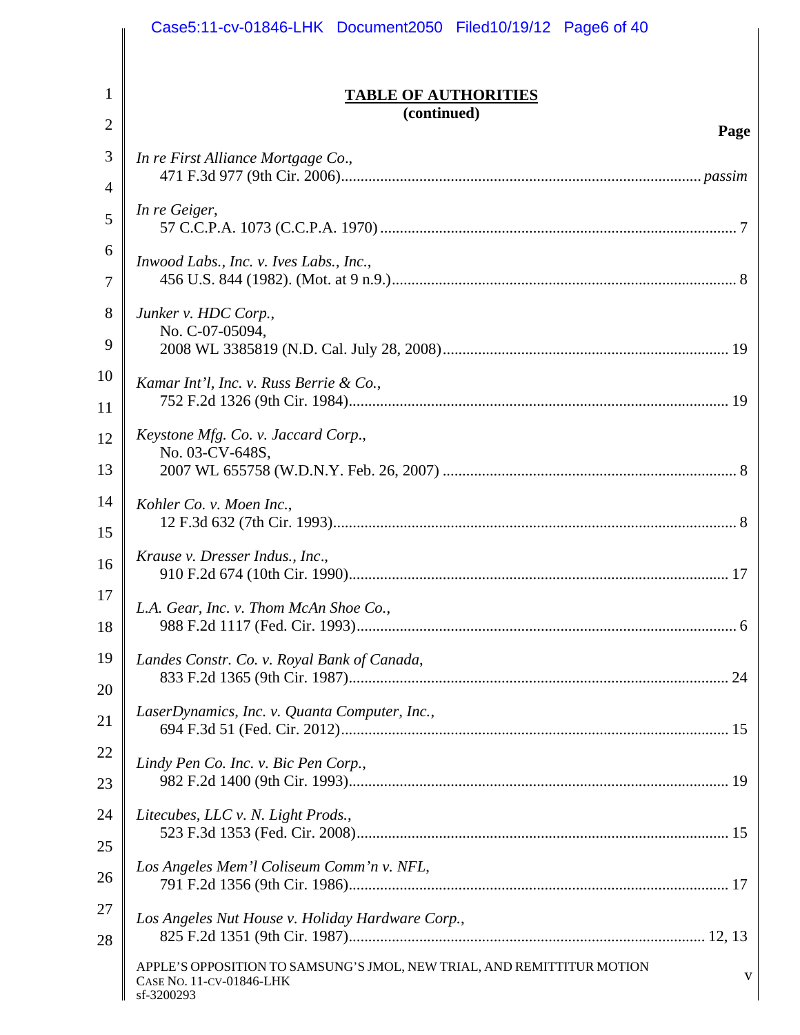## TABLE OF AUTHORITIES
**(continued)**

**Page**

*In re First Alliance Mortgage Co.*,
471 F.3d 977 (9th Cir. 2006) ........ *passim*

*In re Geiger*,
57 C.C.P.A. 1073 (C.C.P.A. 1970) ........ 7

*Inwood Labs., Inc. v. Ives Labs., Inc.*,
456 U.S. 844 (1982). (Mot. at 9 n.9.) ........ 8

*Junker v. HDC Corp.*,
No. C-07-05094,
2008 WL 3385819 (N.D. Cal. July 28, 2008) ........ 19

*Kamar Int'l, Inc. v. Russ Berrie & Co.*,
752 F.2d 1326 (9th Cir. 1984) ........ 19

*Keystone Mfg. Co. v. Jaccard Corp.*,
No. 03-CV-648S,
2007 WL 655758 (W.D.N.Y. Feb. 26, 2007) ........ 8

*Kohler Co. v. Moen Inc.*,
12 F.3d 632 (7th Cir. 1993) ........ 8

*Krause v. Dresser Indus., Inc.*,
910 F.2d 674 (10th Cir. 1990) ........ 17

*L.A. Gear, Inc. v. Thom McAn Shoe Co.*,
988 F.2d 1117 (Fed. Cir. 1993) ........ 6

*Landes Constr. Co. v. Royal Bank of Canada*,
833 F.2d 1365 (9th Cir. 1987) ........ 24

*LaserDynamics, Inc. v. Quanta Computer, Inc.*,
694 F.3d 51 (Fed. Cir. 2012) ........ 15

*Lindy Pen Co. Inc. v. Bic Pen Corp.*,
982 F.2d 1400 (9th Cir. 1993) ........ 19

*Litecubes, LLC v. N. Light Prods.*,
523 F.3d 1353 (Fed. Cir. 2008) ........ 15

*Los Angeles Mem'l Coliseum Comm'n v. NFL*,
791 F.2d 1356 (9th Cir. 1986) ........ 17

*Los Angeles Nut House v. Holiday Hardware Corp.*,
825 F.2d 1351 (9th Cir. 1987) ........ 12, 13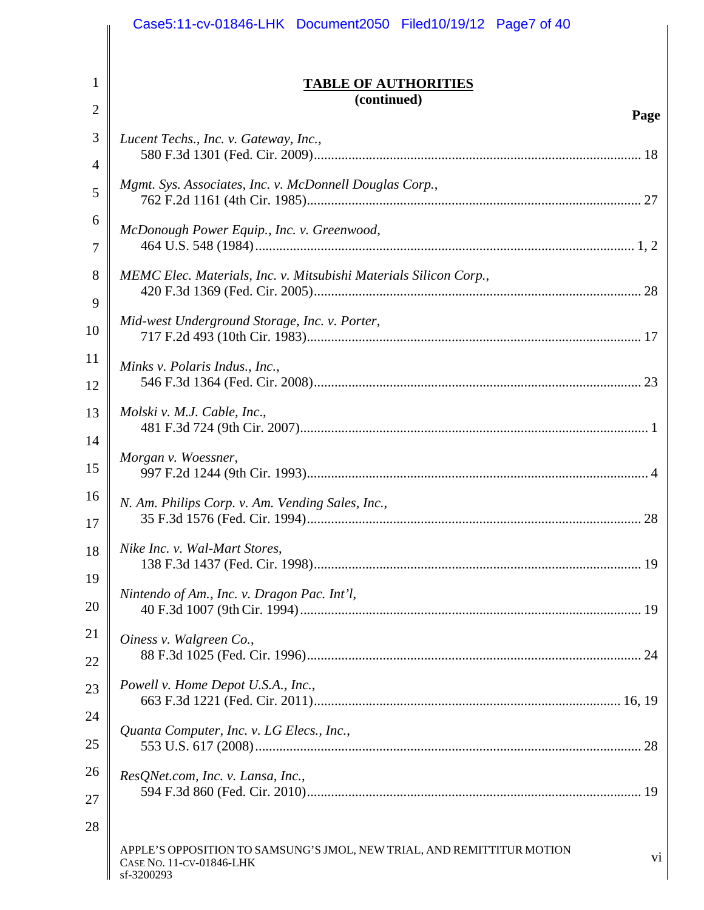**TABLE OF AUTHORITIES**
**(continued)**

**Page**

*Lucent Techs., Inc. v. Gateway, Inc.*,
580 F.3d 1301 (Fed. Cir. 2009) ... 18

*Mgmt. Sys. Associates, Inc. v. McDonnell Douglas Corp.*,
762 F.2d 1161 (4th Cir. 1985) ... 27

*McDonough Power Equip., Inc. v. Greenwood*,
464 U.S. 548 (1984) ... 1, 2

*MEMC Elec. Materials, Inc. v. Mitsubishi Materials Silicon Corp.*,
420 F.3d 1369 (Fed. Cir. 2005) ... 28

*Mid-west Underground Storage, Inc. v. Porter*,
717 F.2d 493 (10th Cir. 1983) ... 17

*Minks v. Polaris Indus., Inc.*,
546 F.3d 1364 (Fed. Cir. 2008) ... 23

*Molski v. M.J. Cable, Inc*.,
481 F.3d 724 (9th Cir. 2007) ... 1

*Morgan v. Woessner*,
997 F.2d 1244 (9th Cir. 1993) ... 4

*N. Am. Philips Corp. v. Am. Vending Sales, Inc.*,
35 F.3d 1576 (Fed. Cir. 1994) ... 28

*Nike Inc. v. Wal-Mart Stores*,
138 F.3d 1437 (Fed. Cir. 1998) ... 19

*Nintendo of Am., Inc. v. Dragon Pac. Int'l*,
40 F.3d 1007 (9th Cir. 1994) ... 19

*Oiness v. Walgreen Co.*,
88 F.3d 1025 (Fed. Cir. 1996) ... 24

*Powell v. Home Depot U.S.A., Inc.*,
663 F.3d 1221 (Fed. Cir. 2011) ... 16, 19

*Quanta Computer, Inc. v. LG Elecs., Inc.*,
553 U.S. 617 (2008) ... 28

*ResQNet.com, Inc. v. Lansa, Inc.*,
594 F.3d 860 (Fed. Cir. 2010) ... 19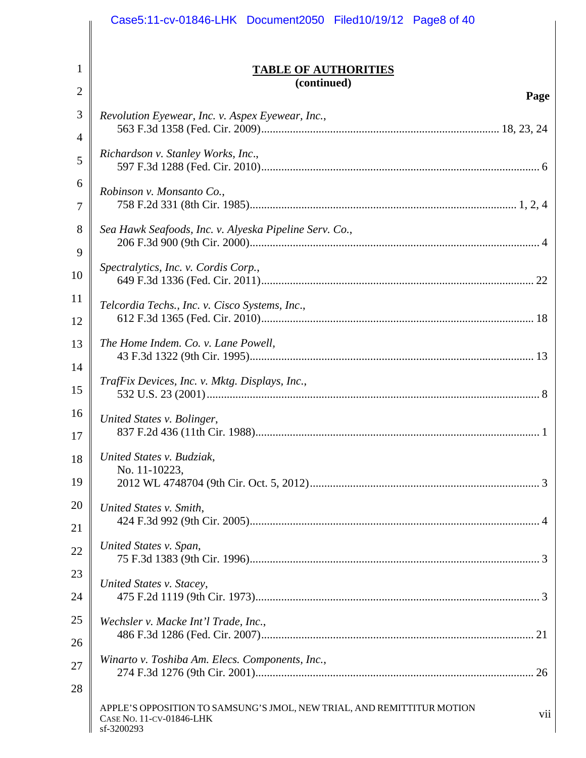## TABLE OF AUTHORITIES
**(continued)**

**Page**

*Revolution Eyewear, Inc. v. Aspex Eyewear, Inc.*,
563 F.3d 1358 (Fed. Cir. 2009)....................18, 23, 24

*Richardson v. Stanley Works, Inc*.,
597 F.3d 1288 (Fed. Cir. 2010)....................6

*Robinson v. Monsanto Co.*,
758 F.2d 331 (8th Cir. 1985)....................1, 2, 4

*Sea Hawk Seafoods, Inc. v. Alyeska Pipeline Serv. Co.*,
206 F.3d 900 (9th Cir. 2000)....................4

*Spectralytics, Inc. v. Cordis Corp.*,
649 F.3d 1336 (Fed. Cir. 2011)....................22

*Telcordia Techs., Inc. v. Cisco Systems, Inc*.,
612 F.3d 1365 (Fed. Cir. 2010)....................18

*The Home Indem. Co. v. Lane Powell*,
43 F.3d 1322 (9th Cir. 1995)....................13

*TrafFix Devices, Inc. v. Mktg. Displays, Inc.*,
532 U.S. 23 (2001)....................8

*United States v. Bolinger*,
837 F.2d 436 (11th Cir. 1988)....................1

*United States v. Budziak*,
No. 11-10223,
2012 WL 4748704 (9th Cir. Oct. 5, 2012)....................3

*United States v. Smith*,
424 F.3d 992 (9th Cir. 2005)....................4

*United States v. Span*,
75 F.3d 1383 (9th Cir. 1996)....................3

*United States v. Stacey*,
475 F.2d 1119 (9th Cir. 1973)....................3

*Wechsler v. Macke Int'l Trade, Inc.*,
486 F.3d 1286 (Fed. Cir. 2007)....................21

*Winarto v. Toshiba Am. Elecs. Components, Inc.*,
274 F.3d 1276 (9th Cir. 2001)....................26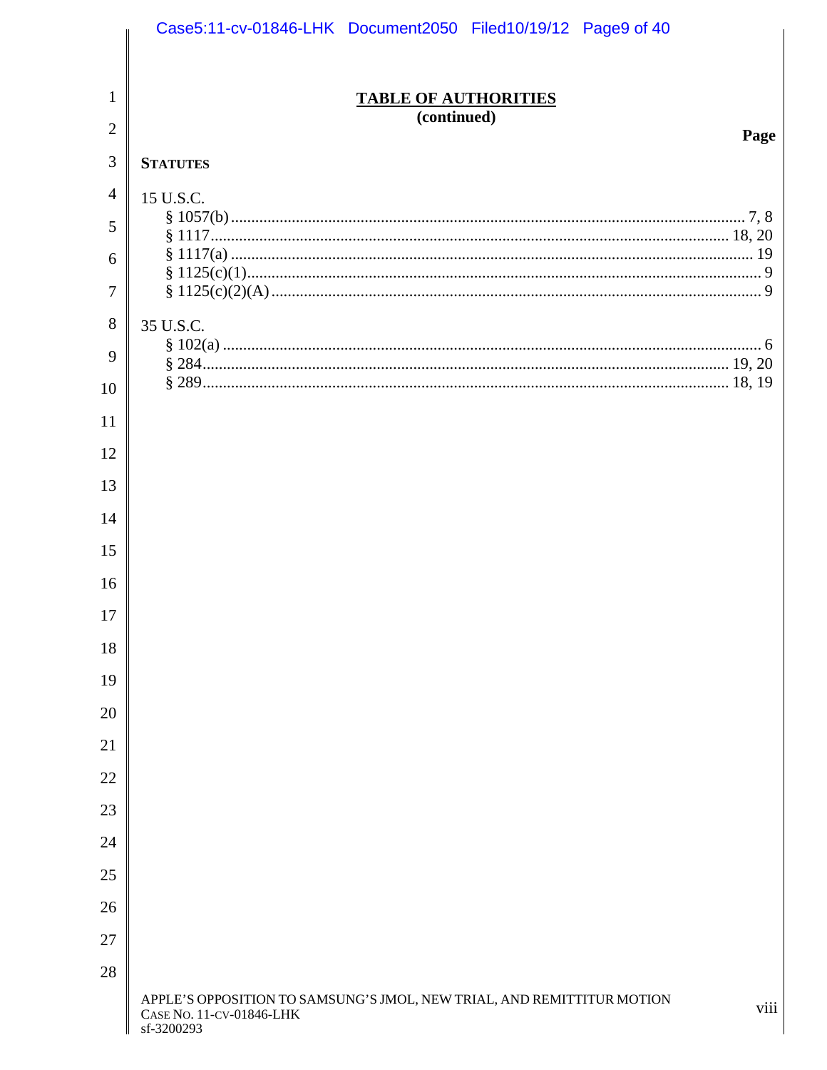# TABLE OF AUTHORITIES
**(continued)**

**Page**

**STATUTES**

15 U.S.C.
- § 1057(b) ........................................................ 7, 8
- § 1117 ........................................................ 18, 20
- § 1117(a) ........................................................ 19
- § 1125(c)(1) ........................................................ 9
- § 1125(c)(2)(A) ........................................................ 9

35 U.S.C.
- § 102(a) ........................................................ 6
- § 284 ........................................................ 19, 20
- § 289 ........................................................ 18, 19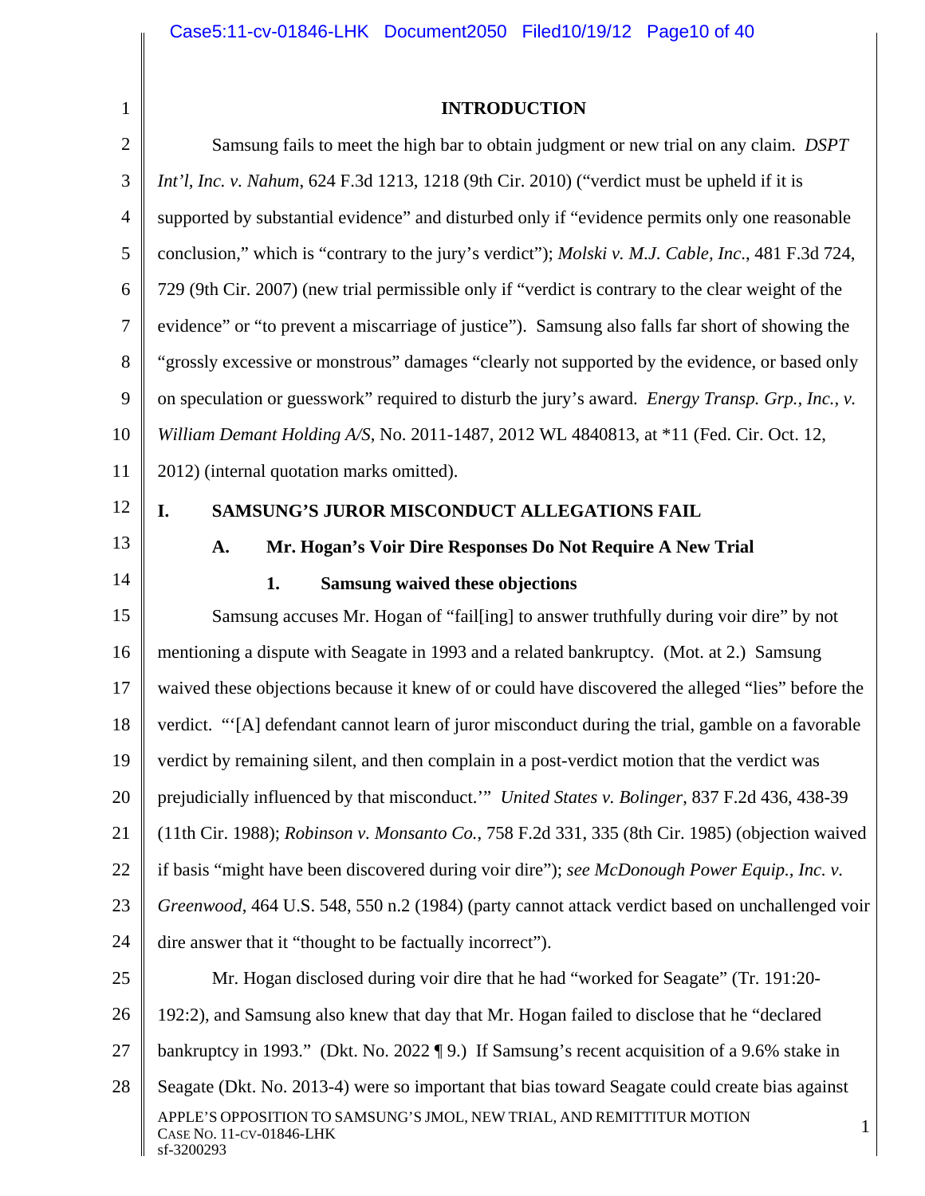## INTRODUCTION

Samsung fails to meet the high bar to obtain judgment or new trial on any claim. *DSPT Int'l, Inc. v. Nahum*, 624 F.3d 1213, 1218 (9th Cir. 2010) ("verdict must be upheld if it is supported by substantial evidence" and disturbed only if "evidence permits only one reasonable conclusion," which is "contrary to the jury's verdict"); *Molski v. M.J. Cable, Inc*., 481 F.3d 724, 729 (9th Cir. 2007) (new trial permissible only if "verdict is contrary to the clear weight of the evidence" or "to prevent a miscarriage of justice"). Samsung also falls far short of showing the "grossly excessive or monstrous" damages "clearly not supported by the evidence, or based only on speculation or guesswork" required to disturb the jury's award. *Energy Transp. Grp., Inc., v. William Demant Holding A/S*, No. 2011-1487, 2012 WL 4840813, at *11 (Fed. Cir. Oct. 12, 2012) (internal quotation marks omitted).

## I. SAMSUNG'S JUROR MISCONDUCT ALLEGATIONS FAIL

### A. Mr. Hogan's Voir Dire Responses Do Not Require A New Trial

#### 1. Samsung waived these objections

Samsung accuses Mr. Hogan of "fail[ing] to answer truthfully during voir dire" by not mentioning a dispute with Seagate in 1993 and a related bankruptcy. (Mot. at 2.) Samsung waived these objections because it knew of or could have discovered the alleged "lies" before the verdict. "'[A] defendant cannot learn of juror misconduct during the trial, gamble on a favorable verdict by remaining silent, and then complain in a post-verdict motion that the verdict was prejudicially influenced by that misconduct.'" *United States v. Bolinger*, 837 F.2d 436, 438-39 (11th Cir. 1988); *Robinson v. Monsanto Co.*, 758 F.2d 331, 335 (8th Cir. 1985) (objection waived if basis "might have been discovered during voir dire"); *see McDonough Power Equip., Inc. v. Greenwood*, 464 U.S. 548, 550 n.2 (1984) (party cannot attack verdict based on unchallenged voir dire answer that it "thought to be factually incorrect").

Mr. Hogan disclosed during voir dire that he had "worked for Seagate" (Tr. 191:20-192:2), and Samsung also knew that day that Mr. Hogan failed to disclose that he "declared bankruptcy in 1993." (Dkt. No. 2022 ¶ 9.) If Samsung's recent acquisition of a 9.6% stake in Seagate (Dkt. No. 2013-4) were so important that bias toward Seagate could create bias against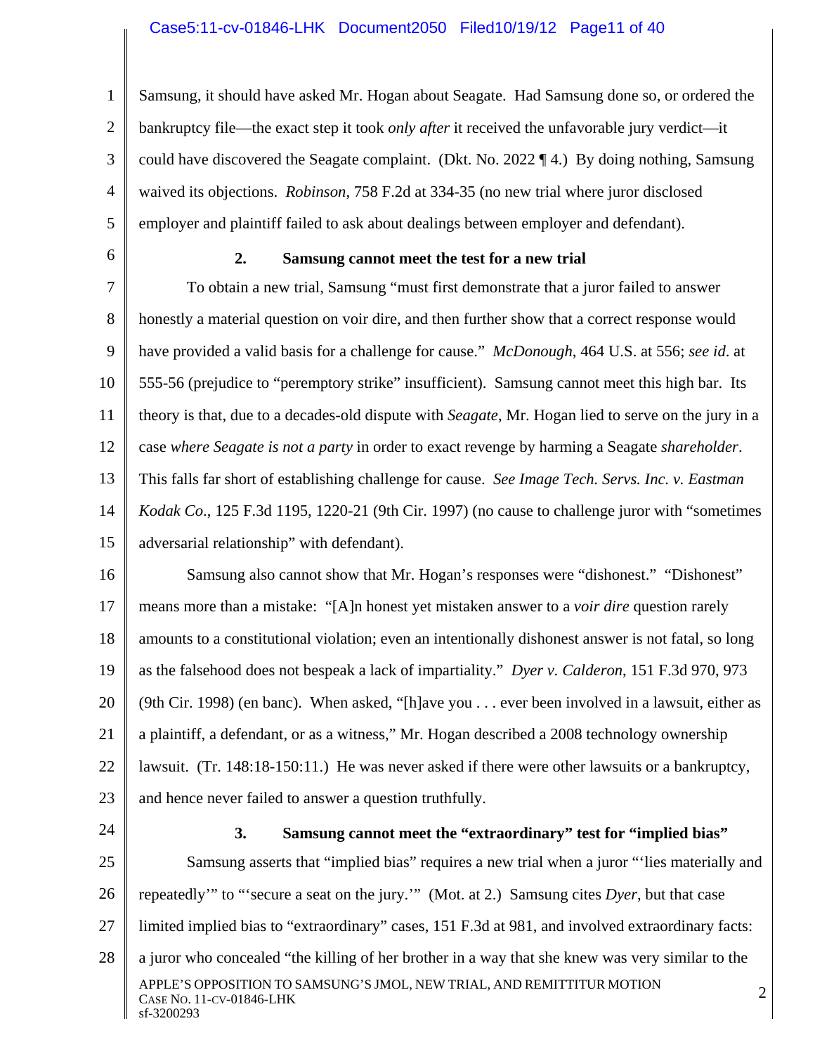Samsung, it should have asked Mr. Hogan about Seagate. Had Samsung done so, or ordered the bankruptcy file—the exact step it took *only after* it received the unfavorable jury verdict—it could have discovered the Seagate complaint. (Dkt. No. 2022 ¶ 4.) By doing nothing, Samsung waived its objections. *Robinson*, 758 F.2d at 334-35 (no new trial where juror disclosed employer and plaintiff failed to ask about dealings between employer and defendant).

### 2. Samsung cannot meet the test for a new trial

To obtain a new trial, Samsung "must first demonstrate that a juror failed to answer honestly a material question on voir dire, and then further show that a correct response would have provided a valid basis for a challenge for cause." *McDonough*, 464 U.S. at 556; *see id*. at 555-56 (prejudice to "peremptory strike" insufficient). Samsung cannot meet this high bar. Its theory is that, due to a decades-old dispute with *Seagate*, Mr. Hogan lied to serve on the jury in a case *where Seagate is not a party* in order to exact revenge by harming a Seagate *shareholder*. This falls far short of establishing challenge for cause. *See Image Tech. Servs. Inc. v. Eastman Kodak Co*., 125 F.3d 1195, 1220-21 (9th Cir. 1997) (no cause to challenge juror with "sometimes adversarial relationship" with defendant).

Samsung also cannot show that Mr. Hogan's responses were "dishonest." "Dishonest" means more than a mistake: "[A]n honest yet mistaken answer to a *voir dire* question rarely amounts to a constitutional violation; even an intentionally dishonest answer is not fatal, so long as the falsehood does not bespeak a lack of impartiality." *Dyer v. Calderon*, 151 F.3d 970, 973 (9th Cir. 1998) (en banc). When asked, "[h]ave you . . . ever been involved in a lawsuit, either as a plaintiff, a defendant, or as a witness," Mr. Hogan described a 2008 technology ownership lawsuit. (Tr. 148:18-150:11.) He was never asked if there were other lawsuits or a bankruptcy, and hence never failed to answer a question truthfully.

### 3. Samsung cannot meet the "extraordinary" test for "implied bias"

Samsung asserts that "implied bias" requires a new trial when a juror "'lies materially and repeatedly'" to "'secure a seat on the jury.'" (Mot. at 2.) Samsung cites *Dyer*, but that case limited implied bias to "extraordinary" cases, 151 F.3d at 981, and involved extraordinary facts: a juror who concealed "the killing of her brother in a way that she knew was very similar to the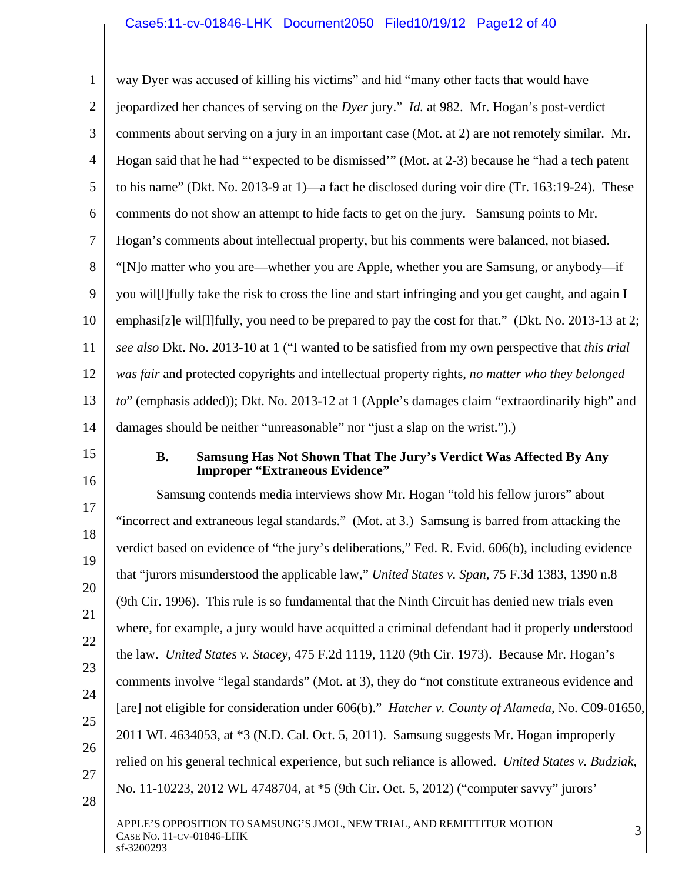way Dyer was accused of killing his victims" and hid "many other facts that would have jeopardized her chances of serving on the *Dyer* jury." *Id.* at 982. Mr. Hogan's post-verdict comments about serving on a jury in an important case (Mot. at 2) are not remotely similar. Mr. Hogan said that he had "'expected to be dismissed'" (Mot. at 2-3) because he "had a tech patent to his name" (Dkt. No. 2013-9 at 1)—a fact he disclosed during voir dire (Tr. 163:19-24). These comments do not show an attempt to hide facts to get on the jury. Samsung points to Mr. Hogan's comments about intellectual property, but his comments were balanced, not biased. "[N]o matter who you are—whether you are Apple, whether you are Samsung, or anybody—if you wil[l]fully take the risk to cross the line and start infringing and you get caught, and again I emphasi[z]e wil[l]fully, you need to be prepared to pay the cost for that." (Dkt. No. 2013-13 at 2; *see also* Dkt. No. 2013-10 at 1 ("I wanted to be satisfied from my own perspective that *this trial was fair* and protected copyrights and intellectual property rights, *no matter who they belonged to*" (emphasis added)); Dkt. No. 2013-12 at 1 (Apple's damages claim "extraordinarily high" and damages should be neither "unreasonable" nor "just a slap on the wrist.").)

### B. Samsung Has Not Shown That The Jury's Verdict Was Affected By Any Improper "Extraneous Evidence"

Samsung contends media interviews show Mr. Hogan "told his fellow jurors" about "incorrect and extraneous legal standards." (Mot. at 3.) Samsung is barred from attacking the verdict based on evidence of "the jury's deliberations," Fed. R. Evid. 606(b), including evidence that "jurors misunderstood the applicable law," *United States v. Span*, 75 F.3d 1383, 1390 n.8 (9th Cir. 1996). This rule is so fundamental that the Ninth Circuit has denied new trials even where, for example, a jury would have acquitted a criminal defendant had it properly understood the law. *United States v. Stacey*, 475 F.2d 1119, 1120 (9th Cir. 1973). Because Mr. Hogan's comments involve "legal standards" (Mot. at 3), they do "not constitute extraneous evidence and [are] not eligible for consideration under 606(b)." *Hatcher v. County of Alameda*, No. C09-01650, 2011 WL 4634053, at *3 (N.D. Cal. Oct. 5, 2011). Samsung suggests Mr. Hogan improperly relied on his general technical experience, but such reliance is allowed. *United States v. Budziak*, No. 11-10223, 2012 WL 4748704, at *5 (9th Cir. Oct. 5, 2012) ("computer savvy" jurors'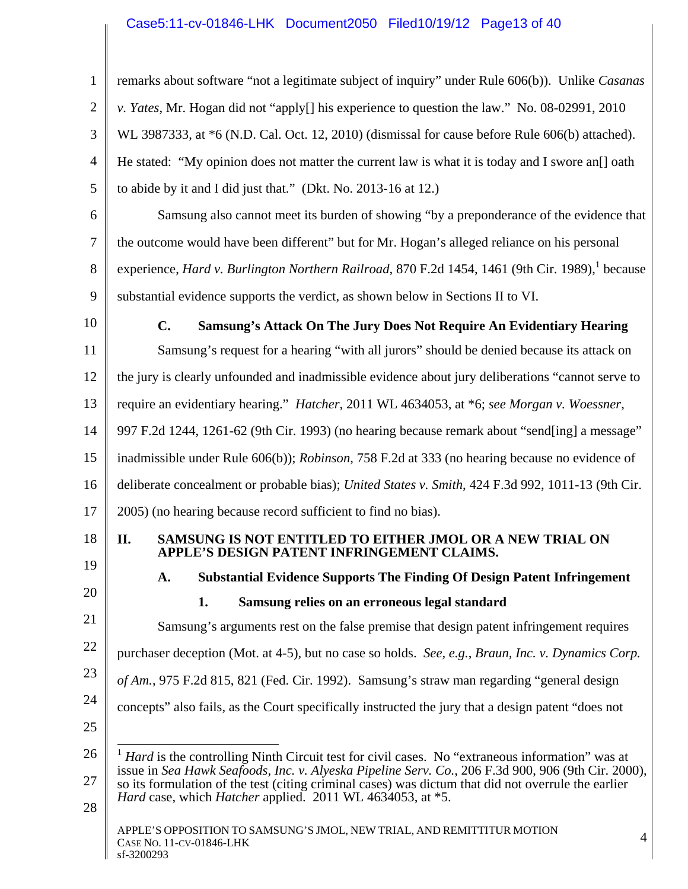remarks about software "not a legitimate subject of inquiry" under Rule 606(b)). Unlike *Casanas v. Yates*, Mr. Hogan did not "apply[] his experience to question the law." No. 08-02991, 2010 WL 3987333, at *6 (N.D. Cal. Oct. 12, 2010) (dismissal for cause before Rule 606(b) attached). He stated: "My opinion does not matter the current law is what it is today and I swore an[] oath to abide by it and I did just that." (Dkt. No. 2013-16 at 12.)

Samsung also cannot meet its burden of showing "by a preponderance of the evidence that the outcome would have been different" but for Mr. Hogan's alleged reliance on his personal experience, *Hard v. Burlington Northern Railroad*, 870 F.2d 1454, 1461 (9th Cir. 1989),[1] because substantial evidence supports the verdict, as shown below in Sections II to VI.

### C. Samsung's Attack On The Jury Does Not Require An Evidentiary Hearing

Samsung's request for a hearing "with all jurors" should be denied because its attack on the jury is clearly unfounded and inadmissible evidence about jury deliberations "cannot serve to require an evidentiary hearing." *Hatcher*, 2011 WL 4634053, at *6; *see Morgan v. Woessner*, 997 F.2d 1244, 1261-62 (9th Cir. 1993) (no hearing because remark about "send[ing] a message" inadmissible under Rule 606(b)); *Robinson*, 758 F.2d at 333 (no hearing because no evidence of deliberate concealment or probable bias); *United States v. Smith*, 424 F.3d 992, 1011-13 (9th Cir. 2005) (no hearing because record sufficient to find no bias).

## II. SAMSUNG IS NOT ENTITLED TO EITHER JMOL OR A NEW TRIAL ON APPLE'S DESIGN PATENT INFRINGEMENT CLAIMS.

### A. Substantial Evidence Supports The Finding Of Design Patent Infringement

#### 1. Samsung relies on an erroneous legal standard

Samsung's arguments rest on the false premise that design patent infringement requires purchaser deception (Mot. at 4-5), but no case so holds. *See, e.g.*, *Braun, Inc. v. Dynamics Corp. of Am.*, 975 F.2d 815, 821 (Fed. Cir. 1992). Samsung's straw man regarding "general design concepts" also fails, as the Court specifically instructed the jury that a design patent "does not

---

[1] *Hard* is the controlling Ninth Circuit test for civil cases. No "extraneous information" was at issue in *Sea Hawk Seafoods, Inc. v. Alyeska Pipeline Serv. Co.*, 206 F.3d 900, 906 (9th Cir. 2000), so its formulation of the test (citing criminal cases) was dictum that did not overrule the earlier *Hard* case, which *Hatcher* applied. 2011 WL 4634053, at *5.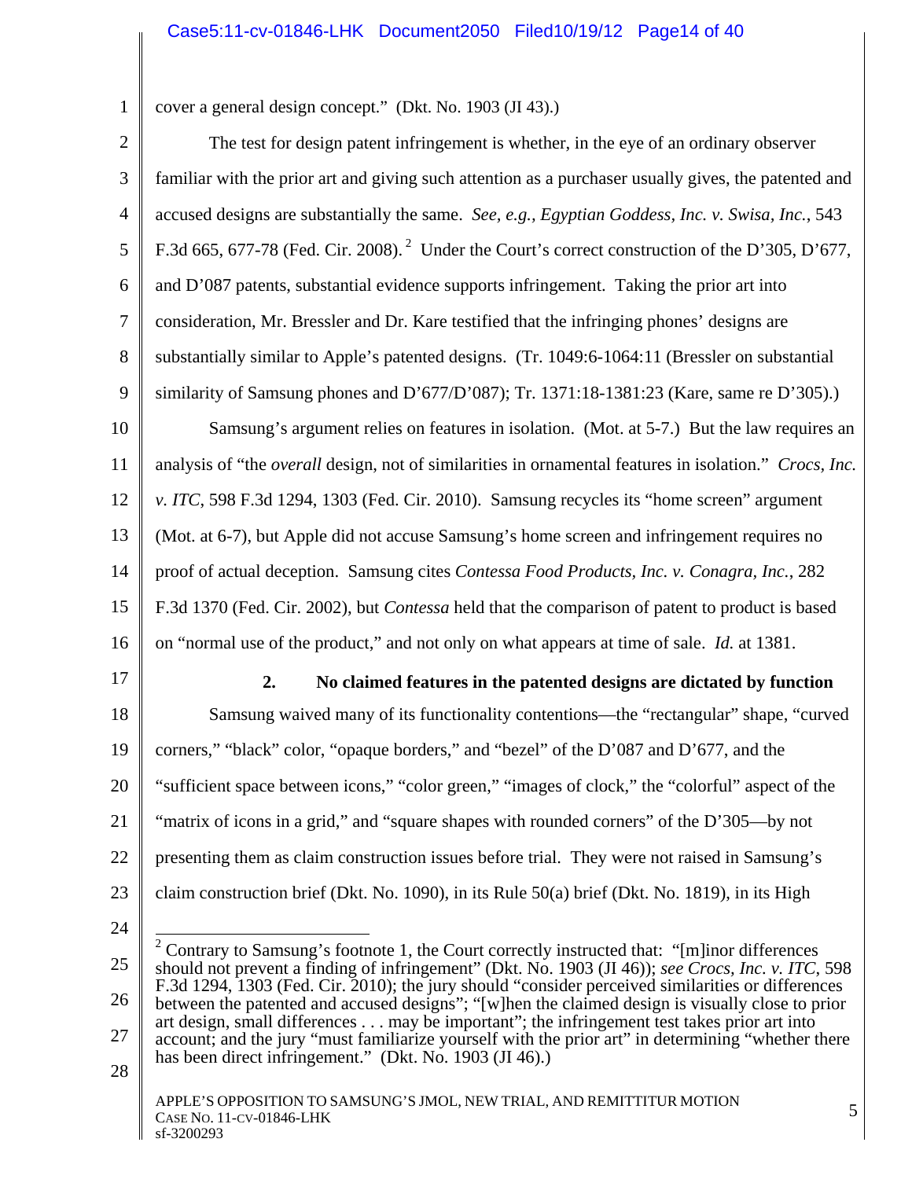cover a general design concept." (Dkt. No. 1903 (JI 43).)

The test for design patent infringement is whether, in the eye of an ordinary observer familiar with the prior art and giving such attention as a purchaser usually gives, the patented and accused designs are substantially the same. *See, e.g., Egyptian Goddess, Inc. v. Swisa, Inc.*, 543 F.3d 665, 677-78 (Fed. Cir. 2008).[2] Under the Court's correct construction of the D'305, D'677, and D'087 patents, substantial evidence supports infringement. Taking the prior art into consideration, Mr. Bressler and Dr. Kare testified that the infringing phones' designs are substantially similar to Apple's patented designs. (Tr. 1049:6-1064:11 (Bressler on substantial similarity of Samsung phones and D'677/D'087); Tr. 1371:18-1381:23 (Kare, same re D'305).)

Samsung's argument relies on features in isolation. (Mot. at 5-7.) But the law requires an analysis of "the *overall* design, not of similarities in ornamental features in isolation." *Crocs, Inc. v. ITC*, 598 F.3d 1294, 1303 (Fed. Cir. 2010). Samsung recycles its "home screen" argument (Mot. at 6-7), but Apple did not accuse Samsung's home screen and infringement requires no proof of actual deception. Samsung cites *Contessa Food Products, Inc. v. Conagra, Inc.*, 282 F.3d 1370 (Fed. Cir. 2002), but *Contessa* held that the comparison of patent to product is based on "normal use of the product," and not only on what appears at time of sale. *Id.* at 1381.

**2. No claimed features in the patented designs are dictated by function**

Samsung waived many of its functionality contentions—the "rectangular" shape, "curved corners," "black" color, "opaque borders," and "bezel" of the D'087 and D'677, and the "sufficient space between icons," "color green," "images of clock," the "colorful" aspect of the "matrix of icons in a grid," and "square shapes with rounded corners" of the D'305—by not presenting them as claim construction issues before trial. They were not raised in Samsung's claim construction brief (Dkt. No. 1090), in its Rule 50(a) brief (Dkt. No. 1819), in its High

---

[2] Contrary to Samsung's footnote 1, the Court correctly instructed that: "[m]inor differences should not prevent a finding of infringement" (Dkt. No. 1903 (JI 46)); *see Crocs, Inc. v. ITC*, 598 F.3d 1294, 1303 (Fed. Cir. 2010); the jury should "consider perceived similarities or differences between the patented and accused designs"; "[w]hen the claimed design is visually close to prior art design, small differences . . . may be important"; the infringement test takes prior art into account; and the jury "must familiarize yourself with the prior art" in determining "whether there has been direct infringement." (Dkt. No. 1903 (JI 46).)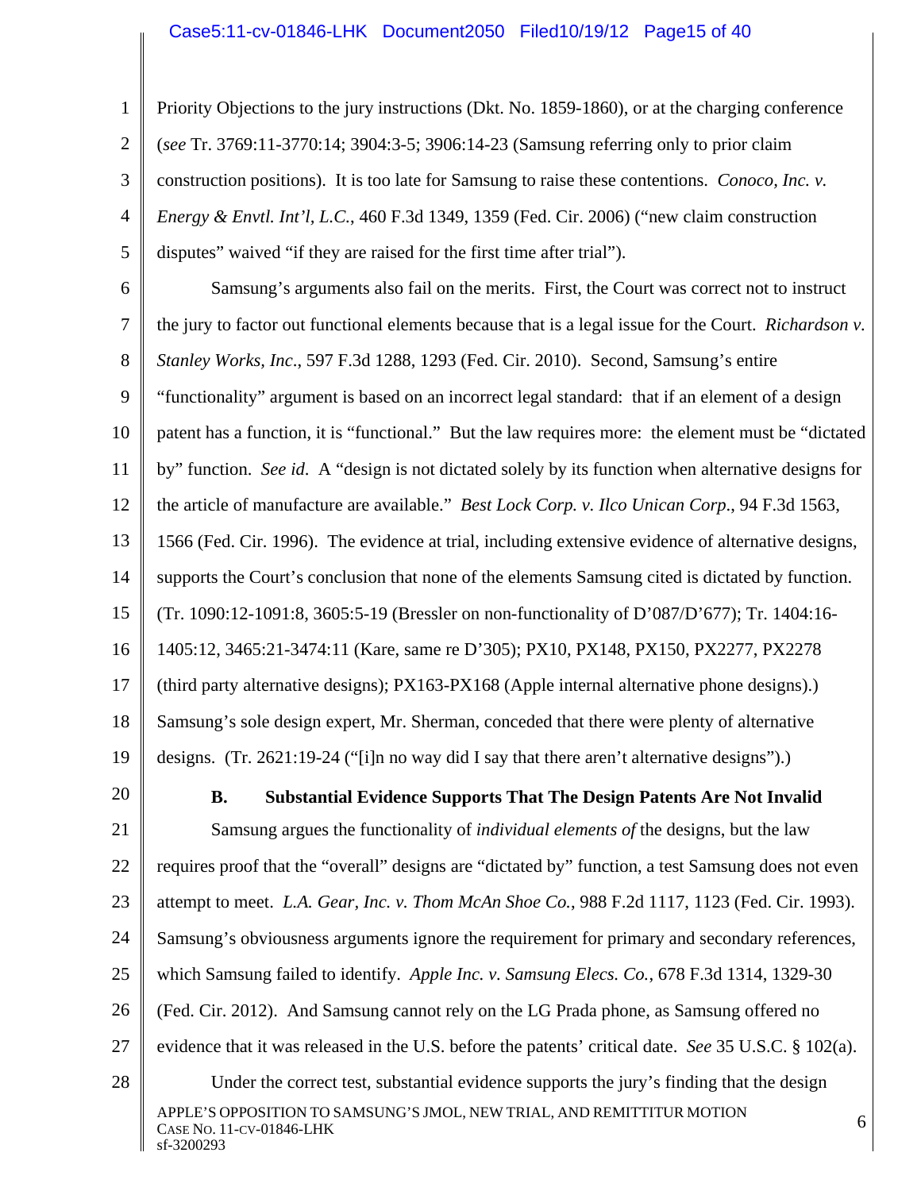Priority Objections to the jury instructions (Dkt. No. 1859-1860), or at the charging conference (*see* Tr. 3769:11-3770:14; 3904:3-5; 3906:14-23 (Samsung referring only to prior claim construction positions). It is too late for Samsung to raise these contentions. *Conoco, Inc. v. Energy & Envtl. Int'l, L.C.*, 460 F.3d 1349, 1359 (Fed. Cir. 2006) ("new claim construction disputes" waived "if they are raised for the first time after trial").

Samsung's arguments also fail on the merits. First, the Court was correct not to instruct the jury to factor out functional elements because that is a legal issue for the Court. *Richardson v. Stanley Works, Inc.*, 597 F.3d 1288, 1293 (Fed. Cir. 2010). Second, Samsung's entire "functionality" argument is based on an incorrect legal standard: that if an element of a design patent has a function, it is "functional." But the law requires more: the element must be "dictated by" function. *See id*. A "design is not dictated solely by its function when alternative designs for the article of manufacture are available." *Best Lock Corp. v. Ilco Unican Corp.*, 94 F.3d 1563, 1566 (Fed. Cir. 1996). The evidence at trial, including extensive evidence of alternative designs, supports the Court's conclusion that none of the elements Samsung cited is dictated by function. (Tr. 1090:12-1091:8, 3605:5-19 (Bressler on non-functionality of D'087/D'677); Tr. 1404:16-1405:12, 3465:21-3474:11 (Kare, same re D'305); PX10, PX148, PX150, PX2277, PX2278 (third party alternative designs); PX163-PX168 (Apple internal alternative phone designs).) Samsung's sole design expert, Mr. Sherman, conceded that there were plenty of alternative designs. (Tr. 2621:19-24 ("[i]n no way did I say that there aren't alternative designs").)

### B. Substantial Evidence Supports That The Design Patents Are Not Invalid

Samsung argues the functionality of *individual elements of* the designs, but the law requires proof that the "overall" designs are "dictated by" function, a test Samsung does not even attempt to meet. *L.A. Gear, Inc. v. Thom McAn Shoe Co.*, 988 F.2d 1117, 1123 (Fed. Cir. 1993). Samsung's obviousness arguments ignore the requirement for primary and secondary references, which Samsung failed to identify. *Apple Inc. v. Samsung Elecs. Co.*, 678 F.3d 1314, 1329-30 (Fed. Cir. 2012). And Samsung cannot rely on the LG Prada phone, as Samsung offered no evidence that it was released in the U.S. before the patents' critical date. *See* 35 U.S.C. § 102(a).

Under the correct test, substantial evidence supports the jury's finding that the design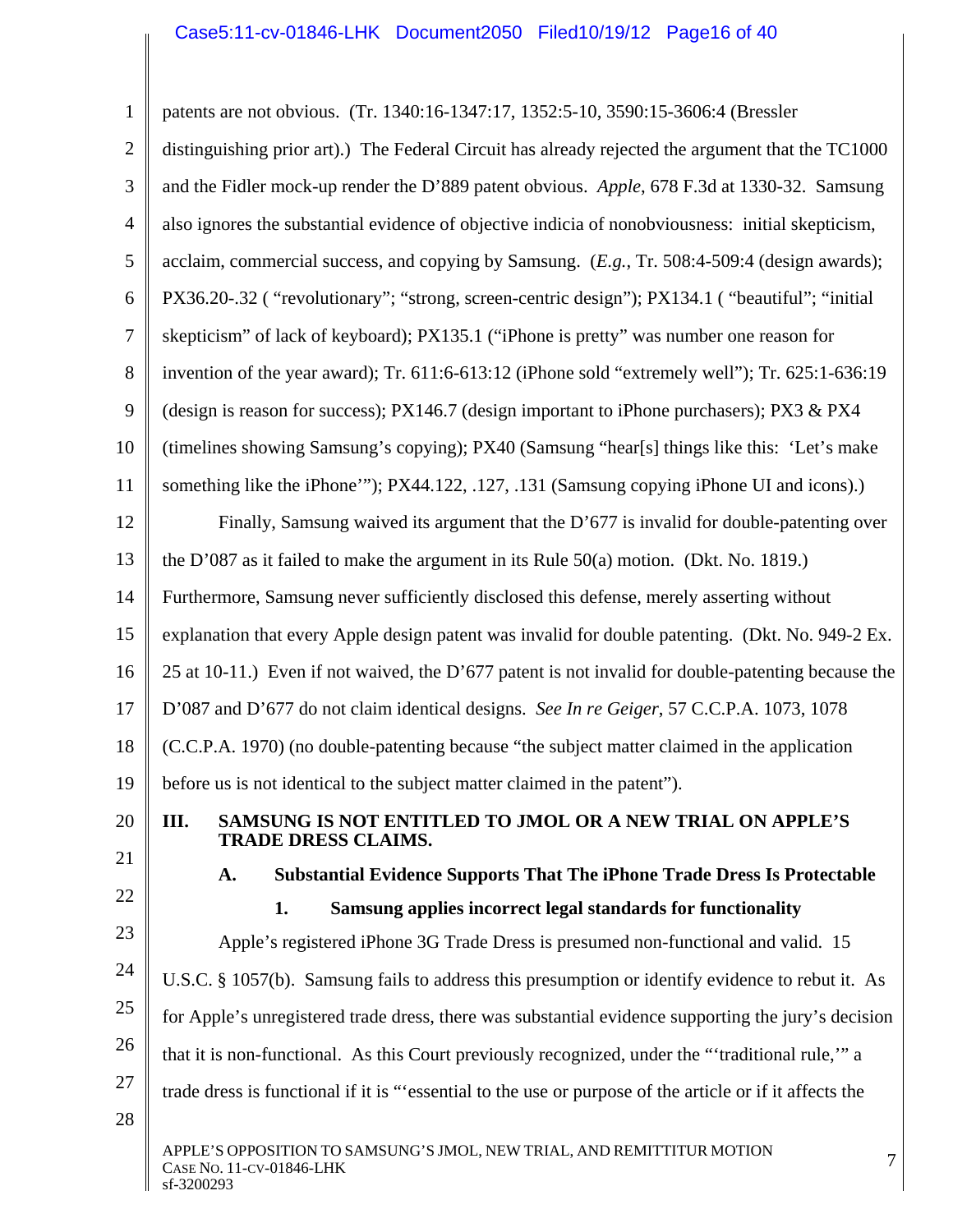patents are not obvious. (Tr. 1340:16-1347:17, 1352:5-10, 3590:15-3606:4 (Bressler distinguishing prior art).) The Federal Circuit has already rejected the argument that the TC1000 and the Fidler mock-up render the D'889 patent obvious. *Apple*, 678 F.3d at 1330-32. Samsung also ignores the substantial evidence of objective indicia of nonobviousness: initial skepticism, acclaim, commercial success, and copying by Samsung. (*E.g.*, Tr. 508:4-509:4 (design awards); PX36.20-.32 ( "revolutionary"; "strong, screen-centric design"); PX134.1 ( "beautiful"; "initial skepticism" of lack of keyboard); PX135.1 ("iPhone is pretty" was number one reason for invention of the year award); Tr. 611:6-613:12 (iPhone sold "extremely well"); Tr. 625:1-636:19 (design is reason for success); PX146.7 (design important to iPhone purchasers); PX3 & PX4 (timelines showing Samsung's copying); PX40 (Samsung "hear[s] things like this: 'Let's make something like the iPhone'"); PX44.122, .127, .131 (Samsung copying iPhone UI and icons).)

Finally, Samsung waived its argument that the D'677 is invalid for double-patenting over the D'087 as it failed to make the argument in its Rule 50(a) motion. (Dkt. No. 1819.) Furthermore, Samsung never sufficiently disclosed this defense, merely asserting without explanation that every Apple design patent was invalid for double patenting. (Dkt. No. 949-2 Ex. 25 at 10-11.) Even if not waived, the D'677 patent is not invalid for double-patenting because the D'087 and D'677 do not claim identical designs. *See In re Geiger*, 57 C.C.P.A. 1073, 1078 (C.C.P.A. 1970) (no double-patenting because "the subject matter claimed in the application before us is not identical to the subject matter claimed in the patent").

## III. SAMSUNG IS NOT ENTITLED TO JMOL OR A NEW TRIAL ON APPLE'S TRADE DRESS CLAIMS.

### A. Substantial Evidence Supports That The iPhone Trade Dress Is Protectable

#### 1. Samsung applies incorrect legal standards for functionality

Apple's registered iPhone 3G Trade Dress is presumed non-functional and valid. 15 U.S.C. § 1057(b). Samsung fails to address this presumption or identify evidence to rebut it. As for Apple's unregistered trade dress, there was substantial evidence supporting the jury's decision that it is non-functional. As this Court previously recognized, under the "'traditional rule,'" a trade dress is functional if it is "'essential to the use or purpose of the article or if it affects the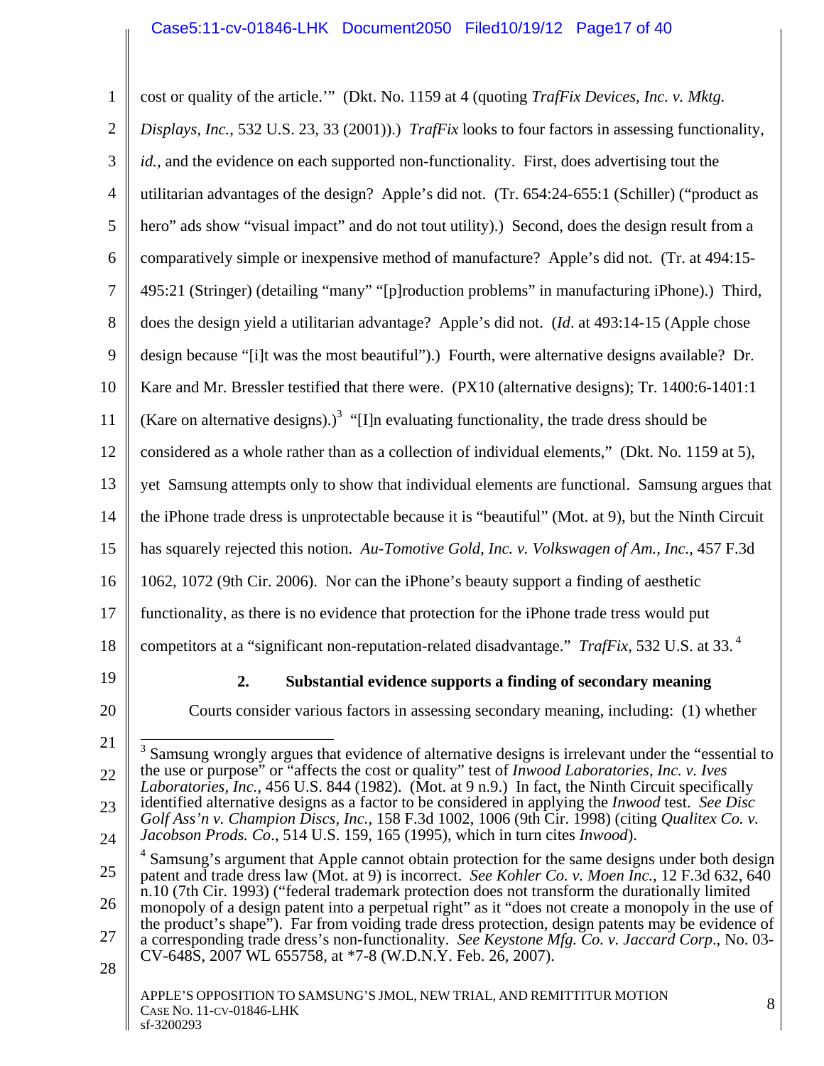cost or quality of the article.'" (Dkt. No. 1159 at 4 (quoting *TrafFix Devices, Inc. v. Mktg. Displays, Inc.*, 532 U.S. 23, 33 (2001)).) *TrafFix* looks to four factors in assessing functionality, *id.*, and the evidence on each supported non-functionality. First, does advertising tout the utilitarian advantages of the design? Apple's did not. (Tr. 654:24-655:1 (Schiller) ("product as hero" ads show "visual impact" and do not tout utility).) Second, does the design result from a comparatively simple or inexpensive method of manufacture? Apple's did not. (Tr. at 494:15-495:21 (Stringer) (detailing "many" "[p]roduction problems" in manufacturing iPhone).) Third, does the design yield a utilitarian advantage? Apple's did not. (*Id*. at 493:14-15 (Apple chose design because "[i]t was the most beautiful").) Fourth, were alternative designs available? Dr. Kare and Mr. Bressler testified that there were. (PX10 (alternative designs); Tr. 1400:6-1401:1 (Kare on alternative designs).)[3] "[I]n evaluating functionality, the trade dress should be considered as a whole rather than as a collection of individual elements," (Dkt. No. 1159 at 5), yet Samsung attempts only to show that individual elements are functional. Samsung argues that the iPhone trade dress is unprotectable because it is "beautiful" (Mot. at 9), but the Ninth Circuit has squarely rejected this notion. *Au-Tomotive Gold, Inc. v. Volkswagen of Am., Inc.*, 457 F.3d 1062, 1072 (9th Cir. 2006). Nor can the iPhone's beauty support a finding of aesthetic functionality, as there is no evidence that protection for the iPhone trade tress would put competitors at a "significant non-reputation-related disadvantage." *TrafFix*, 532 U.S. at 33.[4]

### 2. Substantial evidence supports a finding of secondary meaning

Courts consider various factors in assessing secondary meaning, including: (1) whether

---

[3] Samsung wrongly argues that evidence of alternative designs is irrelevant under the "essential to the use or purpose" or "affects the cost or quality" test of *Inwood Laboratories, Inc. v. Ives Laboratories, Inc.*, 456 U.S. 844 (1982). (Mot. at 9 n.9.) In fact, the Ninth Circuit specifically identified alternative designs as a factor to be considered in applying the *Inwood* test. *See Disc Golf Ass'n v. Champion Discs, Inc.*, 158 F.3d 1002, 1006 (9th Cir. 1998) (citing *Qualitex Co. v. Jacobson Prods. Co*., 514 U.S. 159, 165 (1995), which in turn cites *Inwood*).

[4] Samsung's argument that Apple cannot obtain protection for the same designs under both design patent and trade dress law (Mot. at 9) is incorrect. *See Kohler Co. v. Moen Inc.*, 12 F.3d 632, 640 n.10 (7th Cir. 1993) ("federal trademark protection does not transform the durationally limited monopoly of a design patent into a perpetual right" as it "does not create a monopoly in the use of the product's shape"). Far from voiding trade dress protection, design patents may be evidence of a corresponding trade dress's non-functionality. *See Keystone Mfg. Co. v. Jaccard Corp*., No. 03-CV-648S, 2007 WL 655758, at *7-8 (W.D.N.Y. Feb. 26, 2007).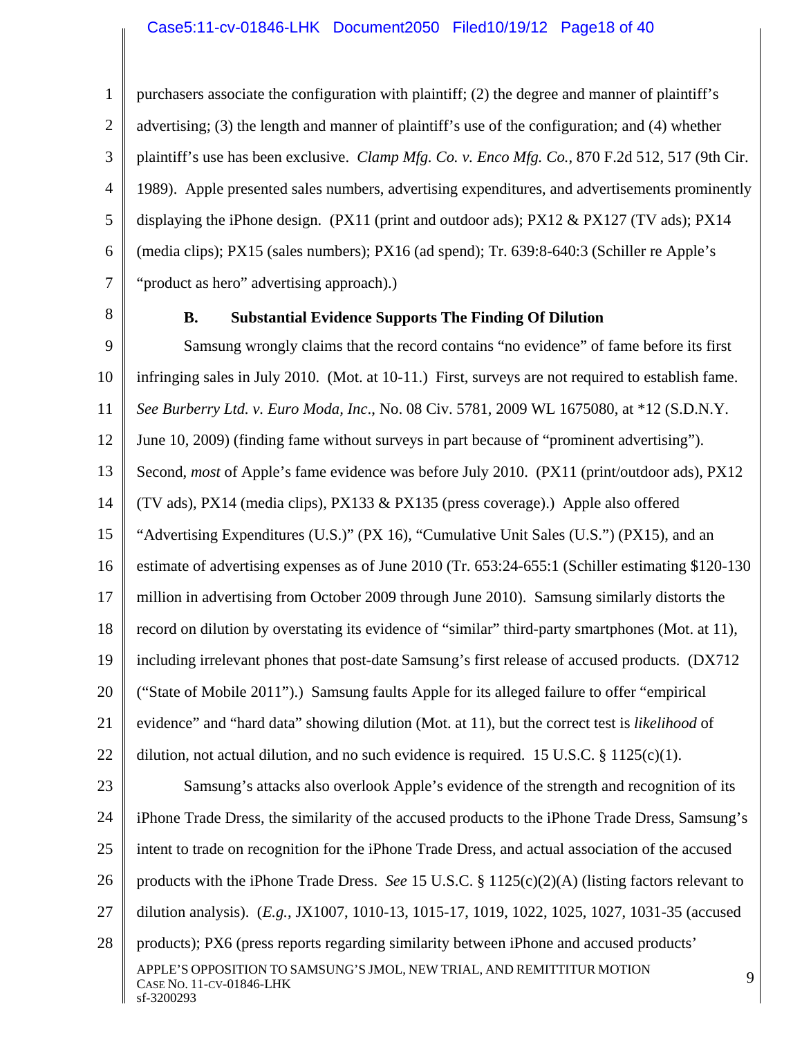purchasers associate the configuration with plaintiff; (2) the degree and manner of plaintiff's advertising; (3) the length and manner of plaintiff's use of the configuration; and (4) whether plaintiff's use has been exclusive. *Clamp Mfg. Co. v. Enco Mfg. Co.*, 870 F.2d 512, 517 (9th Cir. 1989). Apple presented sales numbers, advertising expenditures, and advertisements prominently displaying the iPhone design. (PX11 (print and outdoor ads); PX12 & PX127 (TV ads); PX14 (media clips); PX15 (sales numbers); PX16 (ad spend); Tr. 639:8-640:3 (Schiller re Apple's "product as hero" advertising approach).)

### B. Substantial Evidence Supports The Finding Of Dilution

Samsung wrongly claims that the record contains "no evidence" of fame before its first infringing sales in July 2010. (Mot. at 10-11.) First, surveys are not required to establish fame. *See Burberry Ltd. v. Euro Moda, Inc*., No. 08 Civ. 5781, 2009 WL 1675080, at *12 (S.D.N.Y. June 10, 2009) (finding fame without surveys in part because of "prominent advertising"). Second, *most* of Apple's fame evidence was before July 2010. (PX11 (print/outdoor ads), PX12 (TV ads), PX14 (media clips), PX133 & PX135 (press coverage).) Apple also offered "Advertising Expenditures (U.S.)" (PX 16), "Cumulative Unit Sales (U.S.") (PX15), and an estimate of advertising expenses as of June 2010 (Tr. 653:24-655:1 (Schiller estimating $120-130 million in advertising from October 2009 through June 2010). Samsung similarly distorts the record on dilution by overstating its evidence of "similar" third-party smartphones (Mot. at 11), including irrelevant phones that post-date Samsung's first release of accused products. (DX712 ("State of Mobile 2011").) Samsung faults Apple for its alleged failure to offer "empirical evidence" and "hard data" showing dilution (Mot. at 11), but the correct test is *likelihood* of dilution, not actual dilution, and no such evidence is required. 15 U.S.C. § 1125(c)(1).

Samsung's attacks also overlook Apple's evidence of the strength and recognition of its iPhone Trade Dress, the similarity of the accused products to the iPhone Trade Dress, Samsung's intent to trade on recognition for the iPhone Trade Dress, and actual association of the accused products with the iPhone Trade Dress. *See* 15 U.S.C. § 1125(c)(2)(A) (listing factors relevant to dilution analysis). (*E.g.*, JX1007, 1010-13, 1015-17, 1019, 1022, 1025, 1027, 1031-35 (accused products); PX6 (press reports regarding similarity between iPhone and accused products'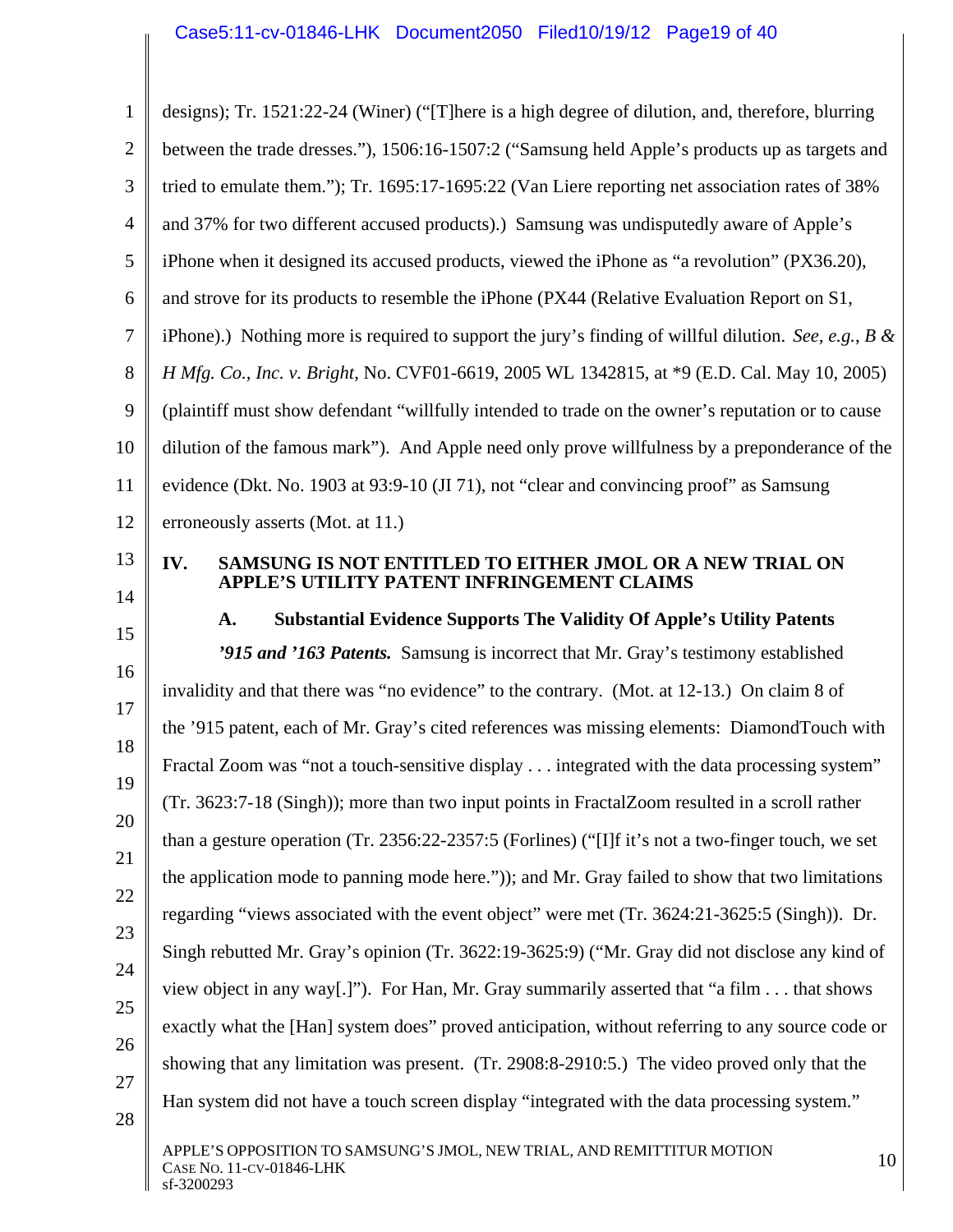designs); Tr. 1521:22-24 (Winer) ("[T]here is a high degree of dilution, and, therefore, blurring between the trade dresses."), 1506:16-1507:2 ("Samsung held Apple's products up as targets and tried to emulate them."); Tr. 1695:17-1695:22 (Van Liere reporting net association rates of 38% and 37% for two different accused products).) Samsung was undisputedly aware of Apple's iPhone when it designed its accused products, viewed the iPhone as "a revolution" (PX36.20), and strove for its products to resemble the iPhone (PX44 (Relative Evaluation Report on S1, iPhone).) Nothing more is required to support the jury's finding of willful dilution. *See, e.g.*, *B & H Mfg. Co., Inc. v. Bright*, No. CVF01-6619, 2005 WL 1342815, at *9 (E.D. Cal. May 10, 2005) (plaintiff must show defendant "willfully intended to trade on the owner's reputation or to cause dilution of the famous mark"). And Apple need only prove willfulness by a preponderance of the evidence (Dkt. No. 1903 at 93:9-10 (JI 71), not "clear and convincing proof" as Samsung erroneously asserts (Mot. at 11.)

## IV. SAMSUNG IS NOT ENTITLED TO EITHER JMOL OR A NEW TRIAL ON APPLE'S UTILITY PATENT INFRINGEMENT CLAIMS

### A. Substantial Evidence Supports The Validity Of Apple's Utility Patents

***'915 and '163 Patents.*** Samsung is incorrect that Mr. Gray's testimony established invalidity and that there was "no evidence" to the contrary. (Mot. at 12-13.) On claim 8 of the '915 patent, each of Mr. Gray's cited references was missing elements: DiamondTouch with Fractal Zoom was "not a touch-sensitive display . . . integrated with the data processing system" (Tr. 3623:7-18 (Singh)); more than two input points in FractalZoom resulted in a scroll rather than a gesture operation (Tr. 2356:22-2357:5 (Forlines) ("[I]f it's not a two-finger touch, we set the application mode to panning mode here.")); and Mr. Gray failed to show that two limitations regarding "views associated with the event object" were met (Tr. 3624:21-3625:5 (Singh)). Dr. Singh rebutted Mr. Gray's opinion (Tr. 3622:19-3625:9) ("Mr. Gray did not disclose any kind of view object in any way[.]"). For Han, Mr. Gray summarily asserted that "a film . . . that shows exactly what the [Han] system does" proved anticipation, without referring to any source code or showing that any limitation was present. (Tr. 2908:8-2910:5.) The video proved only that the Han system did not have a touch screen display "integrated with the data processing system."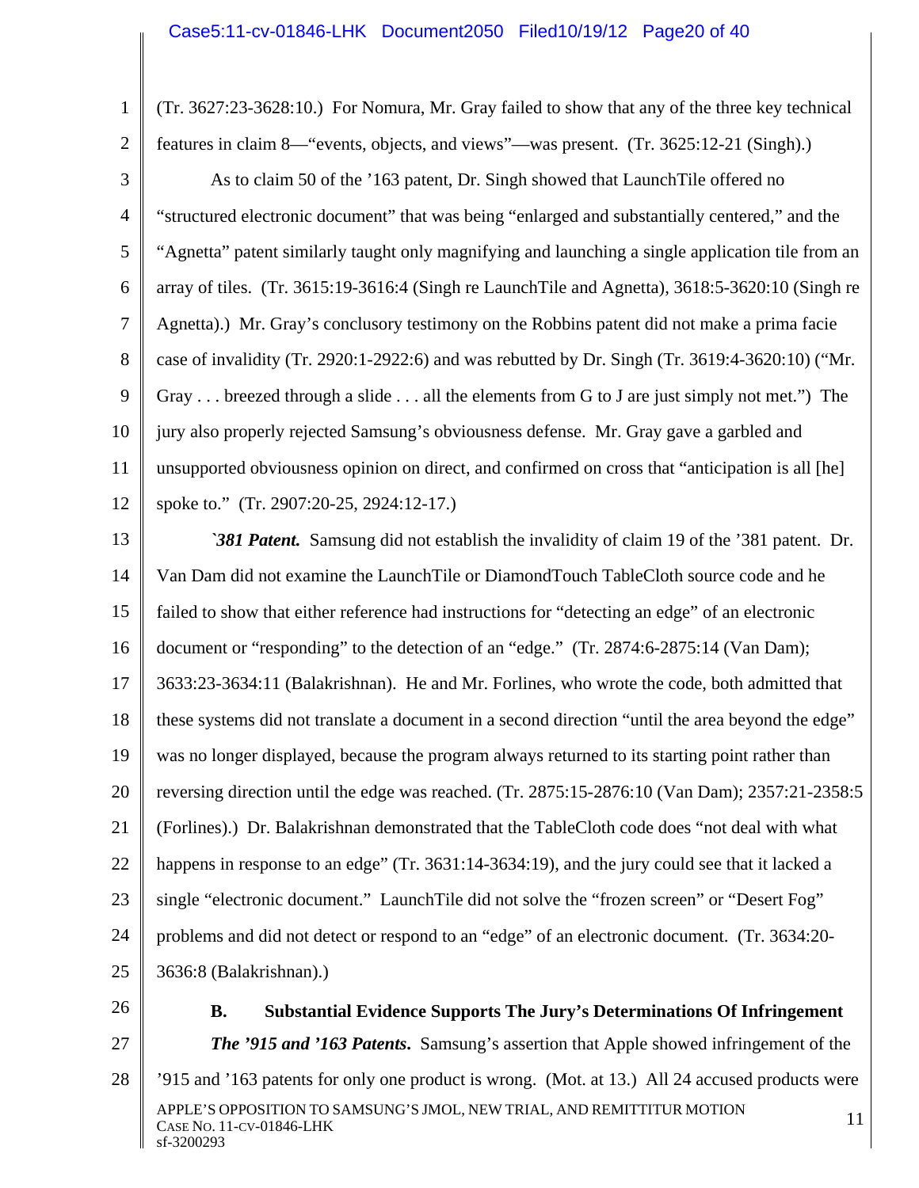(Tr. 3627:23-3628:10.) For Nomura, Mr. Gray failed to show that any of the three key technical features in claim 8—"events, objects, and views"—was present. (Tr. 3625:12-21 (Singh).)

As to claim 50 of the '163 patent, Dr. Singh showed that LaunchTile offered no "structured electronic document" that was being "enlarged and substantially centered," and the "Agnetta" patent similarly taught only magnifying and launching a single application tile from an array of tiles. (Tr. 3615:19-3616:4 (Singh re LaunchTile and Agnetta), 3618:5-3620:10 (Singh re Agnetta).) Mr. Gray's conclusory testimony on the Robbins patent did not make a prima facie case of invalidity (Tr. 2920:1-2922:6) and was rebutted by Dr. Singh (Tr. 3619:4-3620:10) ("Mr. Gray . . . breezed through a slide . . . all the elements from G to J are just simply not met.") The jury also properly rejected Samsung's obviousness defense. Mr. Gray gave a garbled and unsupported obviousness opinion on direct, and confirmed on cross that "anticipation is all [he] spoke to." (Tr. 2907:20-25, 2924:12-17.)

*`381 Patent.* Samsung did not establish the invalidity of claim 19 of the '381 patent. Dr. Van Dam did not examine the LaunchTile or DiamondTouch TableCloth source code and he failed to show that either reference had instructions for "detecting an edge" of an electronic document or "responding" to the detection of an "edge." (Tr. 2874:6-2875:14 (Van Dam); 3633:23-3634:11 (Balakrishnan). He and Mr. Forlines, who wrote the code, both admitted that these systems did not translate a document in a second direction "until the area beyond the edge" was no longer displayed, because the program always returned to its starting point rather than reversing direction until the edge was reached. (Tr. 2875:15-2876:10 (Van Dam); 2357:21-2358:5 (Forlines).) Dr. Balakrishnan demonstrated that the TableCloth code does "not deal with what happens in response to an edge" (Tr. 3631:14-3634:19), and the jury could see that it lacked a single "electronic document." LaunchTile did not solve the "frozen screen" or "Desert Fog" problems and did not detect or respond to an "edge" of an electronic document. (Tr. 3634:20-3636:8 (Balakrishnan).)

### B. Substantial Evidence Supports The Jury's Determinations Of Infringement

***The '915 and '163 Patents*.** Samsung's assertion that Apple showed infringement of the '915 and '163 patents for only one product is wrong. (Mot. at 13.) All 24 accused products were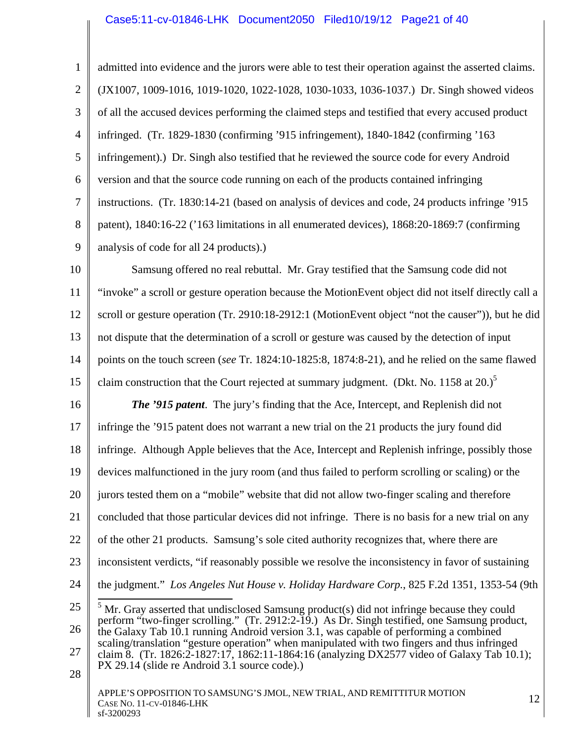admitted into evidence and the jurors were able to test their operation against the asserted claims. (JX1007, 1009-1016, 1019-1020, 1022-1028, 1030-1033, 1036-1037.) Dr. Singh showed videos of all the accused devices performing the claimed steps and testified that every accused product infringed. (Tr. 1829-1830 (confirming '915 infringement), 1840-1842 (confirming '163 infringement).) Dr. Singh also testified that he reviewed the source code for every Android version and that the source code running on each of the products contained infringing instructions. (Tr. 1830:14-21 (based on analysis of devices and code, 24 products infringe '915 patent), 1840:16-22 ('163 limitations in all enumerated devices), 1868:20-1869:7 (confirming analysis of code for all 24 products).)

Samsung offered no real rebuttal. Mr. Gray testified that the Samsung code did not "invoke" a scroll or gesture operation because the MotionEvent object did not itself directly call a scroll or gesture operation (Tr. 2910:18-2912:1 (MotionEvent object "not the causer")), but he did not dispute that the determination of a scroll or gesture was caused by the detection of input points on the touch screen (*see* Tr. 1824:10-1825:8, 1874:8-21), and he relied on the same flawed claim construction that the Court rejected at summary judgment. (Dkt. No. 1158 at 20.)[5]

***The '915 patent***. The jury's finding that the Ace, Intercept, and Replenish did not infringe the '915 patent does not warrant a new trial on the 21 products the jury found did infringe. Although Apple believes that the Ace, Intercept and Replenish infringe, possibly those devices malfunctioned in the jury room (and thus failed to perform scrolling or scaling) or the jurors tested them on a "mobile" website that did not allow two-finger scaling and therefore concluded that those particular devices did not infringe. There is no basis for a new trial on any of the other 21 products. Samsung's sole cited authority recognizes that, where there are inconsistent verdicts, "if reasonably possible we resolve the inconsistency in favor of sustaining the judgment." *Los Angeles Nut House v. Holiday Hardware Corp.*, 825 F.2d 1351, 1353-54 (9th

---

[5] Mr. Gray asserted that undisclosed Samsung product(s) did not infringe because they could perform "two-finger scrolling." (Tr. 2912:2-19.) As Dr. Singh testified, one Samsung product, the Galaxy Tab 10.1 running Android version 3.1, was capable of performing a combined scaling/translation "gesture operation" when manipulated with two fingers and thus infringed claim 8. (Tr. 1826:2-1827:17, 1862:11-1864:16 (analyzing DX2577 video of Galaxy Tab 10.1); PX 29.14 (slide re Android 3.1 source code).)

APPLE'S OPPOSITION TO SAMSUNG'S JMOL, NEW TRIAL, AND REMITTITUR MOTION
CASE NO. 11-CV-01846-LHK
sf-3200293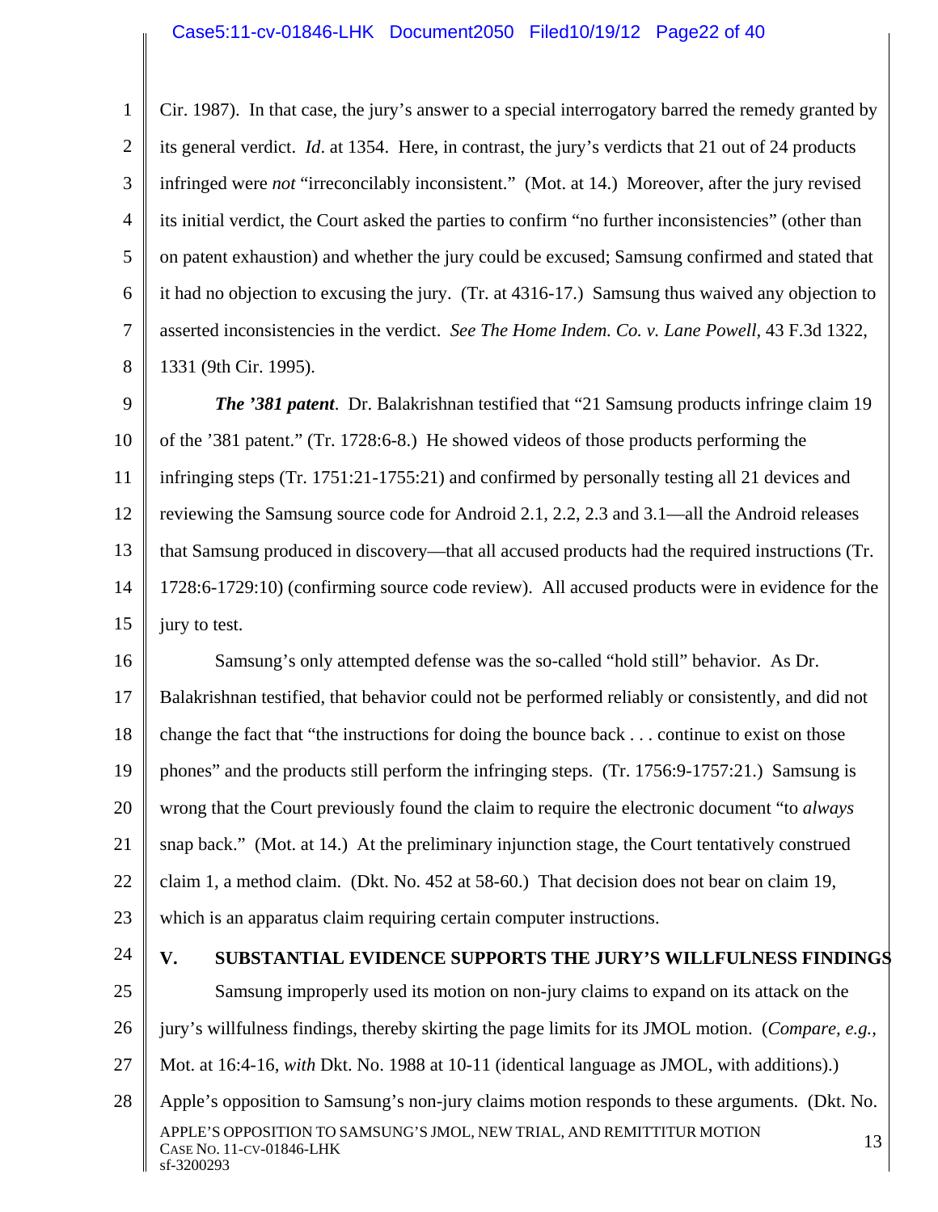Cir. 1987). In that case, the jury's answer to a special interrogatory barred the remedy granted by its general verdict. *Id*. at 1354. Here, in contrast, the jury's verdicts that 21 out of 24 products infringed were *not* "irreconcilably inconsistent." (Mot. at 14.) Moreover, after the jury revised its initial verdict, the Court asked the parties to confirm "no further inconsistencies" (other than on patent exhaustion) and whether the jury could be excused; Samsung confirmed and stated that it had no objection to excusing the jury. (Tr. at 4316-17.) Samsung thus waived any objection to asserted inconsistencies in the verdict. *See The Home Indem. Co. v. Lane Powell*, 43 F.3d 1322, 1331 (9th Cir. 1995).

***The '381 patent***. Dr. Balakrishnan testified that "21 Samsung products infringe claim 19 of the '381 patent." (Tr. 1728:6-8.) He showed videos of those products performing the infringing steps (Tr. 1751:21-1755:21) and confirmed by personally testing all 21 devices and reviewing the Samsung source code for Android 2.1, 2.2, 2.3 and 3.1—all the Android releases that Samsung produced in discovery—that all accused products had the required instructions (Tr. 1728:6-1729:10) (confirming source code review). All accused products were in evidence for the jury to test.

Samsung's only attempted defense was the so-called "hold still" behavior. As Dr. Balakrishnan testified, that behavior could not be performed reliably or consistently, and did not change the fact that "the instructions for doing the bounce back . . . continue to exist on those phones" and the products still perform the infringing steps. (Tr. 1756:9-1757:21.) Samsung is wrong that the Court previously found the claim to require the electronic document "to *always* snap back." (Mot. at 14.) At the preliminary injunction stage, the Court tentatively construed claim 1, a method claim. (Dkt. No. 452 at 58-60.) That decision does not bear on claim 19, which is an apparatus claim requiring certain computer instructions.

## V. SUBSTANTIAL EVIDENCE SUPPORTS THE JURY'S WILLFULNESS FINDINGS

Samsung improperly used its motion on non-jury claims to expand on its attack on the jury's willfulness findings, thereby skirting the page limits for its JMOL motion. (*Compare, e.g.,* Mot. at 16:4-16, *with* Dkt. No. 1988 at 10-11 (identical language as JMOL, with additions).) Apple's opposition to Samsung's non-jury claims motion responds to these arguments. (Dkt. No.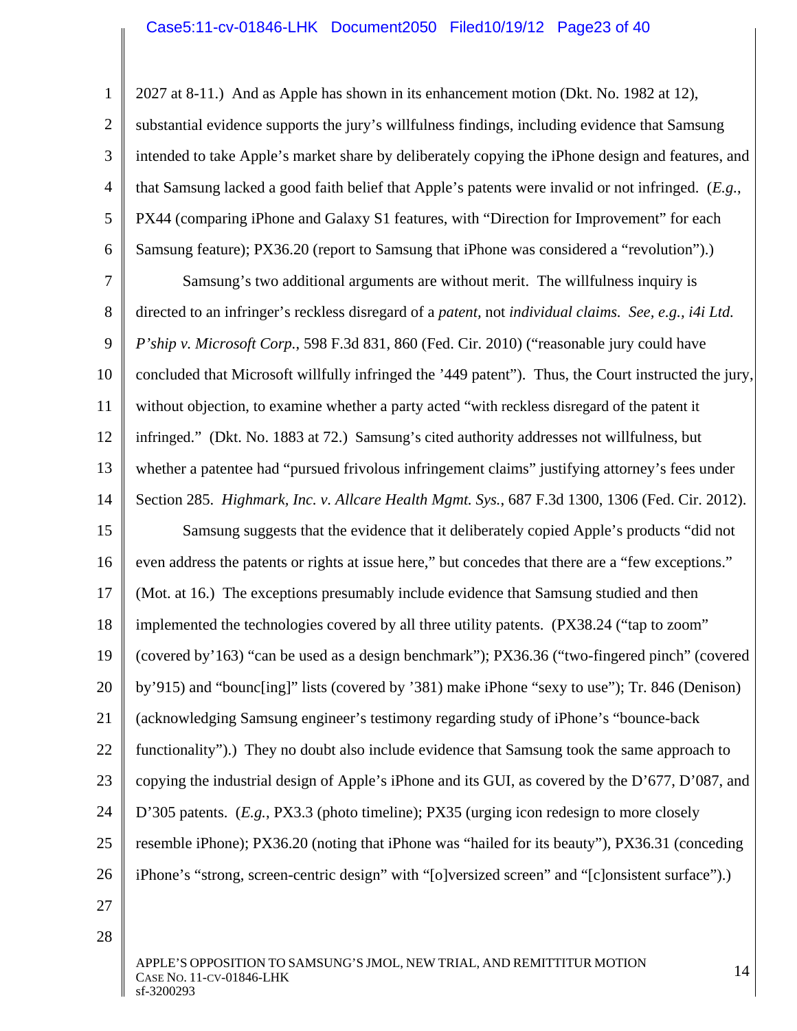2027 at 8-11.) And as Apple has shown in its enhancement motion (Dkt. No. 1982 at 12), substantial evidence supports the jury's willfulness findings, including evidence that Samsung intended to take Apple's market share by deliberately copying the iPhone design and features, and that Samsung lacked a good faith belief that Apple's patents were invalid or not infringed. (*E.g.*, PX44 (comparing iPhone and Galaxy S1 features, with "Direction for Improvement" for each Samsung feature); PX36.20 (report to Samsung that iPhone was considered a "revolution").)

Samsung's two additional arguments are without merit. The willfulness inquiry is directed to an infringer's reckless disregard of a *patent*, not *individual claims*. *See, e.g.*, *i4i Ltd. P'ship v. Microsoft Corp.*, 598 F.3d 831, 860 (Fed. Cir. 2010) ("reasonable jury could have concluded that Microsoft willfully infringed the '449 patent"). Thus, the Court instructed the jury, without objection, to examine whether a party acted "with reckless disregard of the patent it infringed." (Dkt. No. 1883 at 72.) Samsung's cited authority addresses not willfulness, but whether a patentee had "pursued frivolous infringement claims" justifying attorney's fees under Section 285. *Highmark, Inc. v. Allcare Health Mgmt. Sys.*, 687 F.3d 1300, 1306 (Fed. Cir. 2012).

Samsung suggests that the evidence that it deliberately copied Apple's products "did not even address the patents or rights at issue here," but concedes that there are a "few exceptions." (Mot. at 16.) The exceptions presumably include evidence that Samsung studied and then implemented the technologies covered by all three utility patents. (PX38.24 ("tap to zoom" (covered by'163) "can be used as a design benchmark"); PX36.36 ("two-fingered pinch" (covered by'915) and "bounc[ing]" lists (covered by '381) make iPhone "sexy to use"); Tr. 846 (Denison) (acknowledging Samsung engineer's testimony regarding study of iPhone's "bounce-back functionality").) They no doubt also include evidence that Samsung took the same approach to copying the industrial design of Apple's iPhone and its GUI, as covered by the D'677, D'087, and D'305 patents. (*E.g.*, PX3.3 (photo timeline); PX35 (urging icon redesign to more closely resemble iPhone); PX36.20 (noting that iPhone was "hailed for its beauty"), PX36.31 (conceding iPhone's "strong, screen-centric design" with "[o]versized screen" and "[c]onsistent surface").)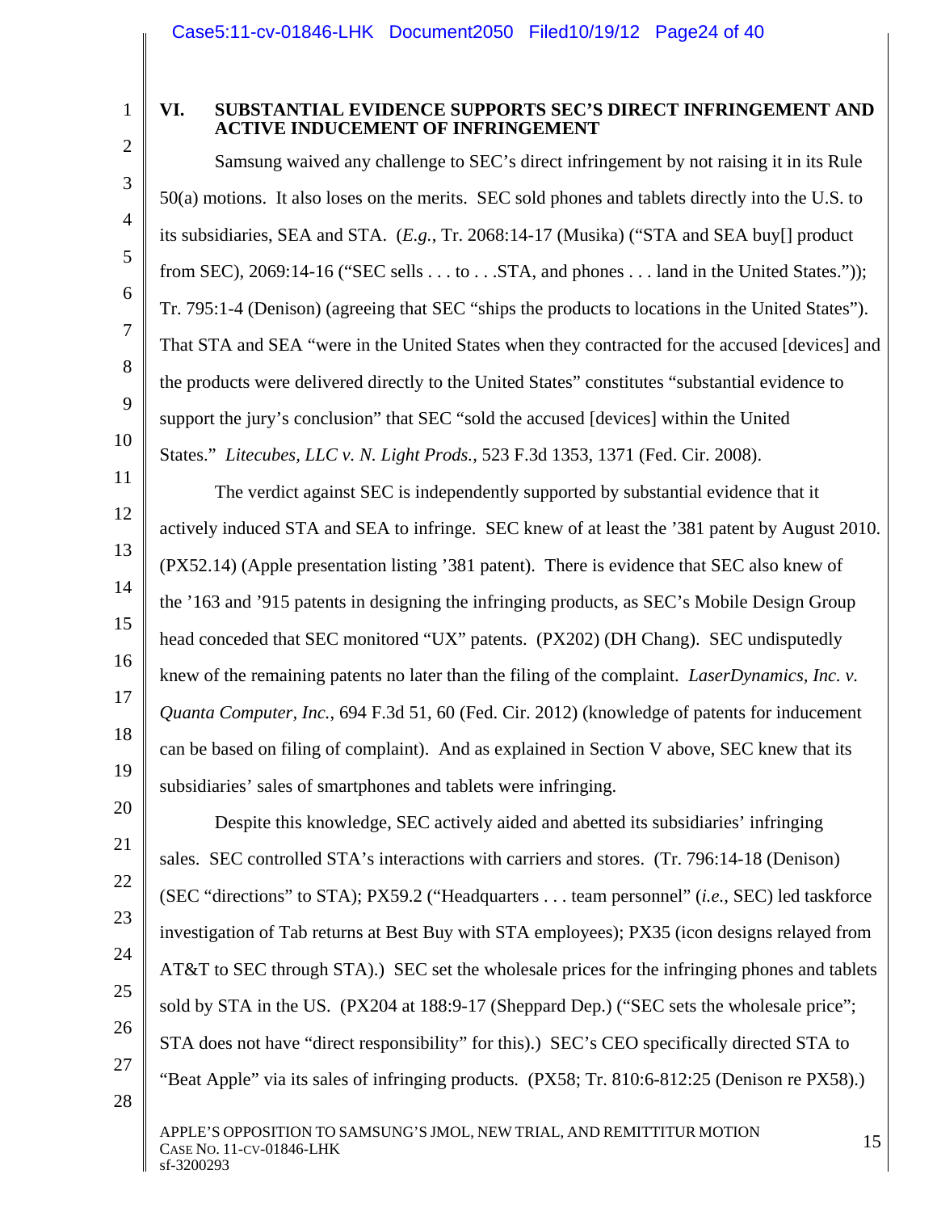## VI. SUBSTANTIAL EVIDENCE SUPPORTS SEC'S DIRECT INFRINGEMENT AND ACTIVE INDUCEMENT OF INFRINGEMENT

Samsung waived any challenge to SEC's direct infringement by not raising it in its Rule 50(a) motions. It also loses on the merits. SEC sold phones and tablets directly into the U.S. to its subsidiaries, SEA and STA. (*E.g.*, Tr. 2068:14-17 (Musika) ("STA and SEA buy[] product from SEC), 2069:14-16 ("SEC sells . . . to . . .STA, and phones . . . land in the United States.")); Tr. 795:1-4 (Denison) (agreeing that SEC "ships the products to locations in the United States"). That STA and SEA "were in the United States when they contracted for the accused [devices] and the products were delivered directly to the United States" constitutes "substantial evidence to support the jury's conclusion" that SEC "sold the accused [devices] within the United States." *Litecubes, LLC v. N. Light Prods.*, 523 F.3d 1353, 1371 (Fed. Cir. 2008).

The verdict against SEC is independently supported by substantial evidence that it actively induced STA and SEA to infringe. SEC knew of at least the '381 patent by August 2010. (PX52.14) (Apple presentation listing '381 patent). There is evidence that SEC also knew of the '163 and '915 patents in designing the infringing products, as SEC's Mobile Design Group head conceded that SEC monitored "UX" patents. (PX202) (DH Chang). SEC undisputedly knew of the remaining patents no later than the filing of the complaint. *LaserDynamics, Inc. v. Quanta Computer, Inc.*, 694 F.3d 51, 60 (Fed. Cir. 2012) (knowledge of patents for inducement can be based on filing of complaint). And as explained in Section V above, SEC knew that its subsidiaries' sales of smartphones and tablets were infringing.

Despite this knowledge, SEC actively aided and abetted its subsidiaries' infringing sales. SEC controlled STA's interactions with carriers and stores. (Tr. 796:14-18 (Denison) (SEC "directions" to STA); PX59.2 ("Headquarters . . . team personnel" (*i.e.*, SEC) led taskforce investigation of Tab returns at Best Buy with STA employees); PX35 (icon designs relayed from AT&T to SEC through STA).) SEC set the wholesale prices for the infringing phones and tablets sold by STA in the US. (PX204 at 188:9-17 (Sheppard Dep.) ("SEC sets the wholesale price"; STA does not have "direct responsibility" for this).) SEC's CEO specifically directed STA to "Beat Apple" via its sales of infringing products. (PX58; Tr. 810:6-812:25 (Denison re PX58).)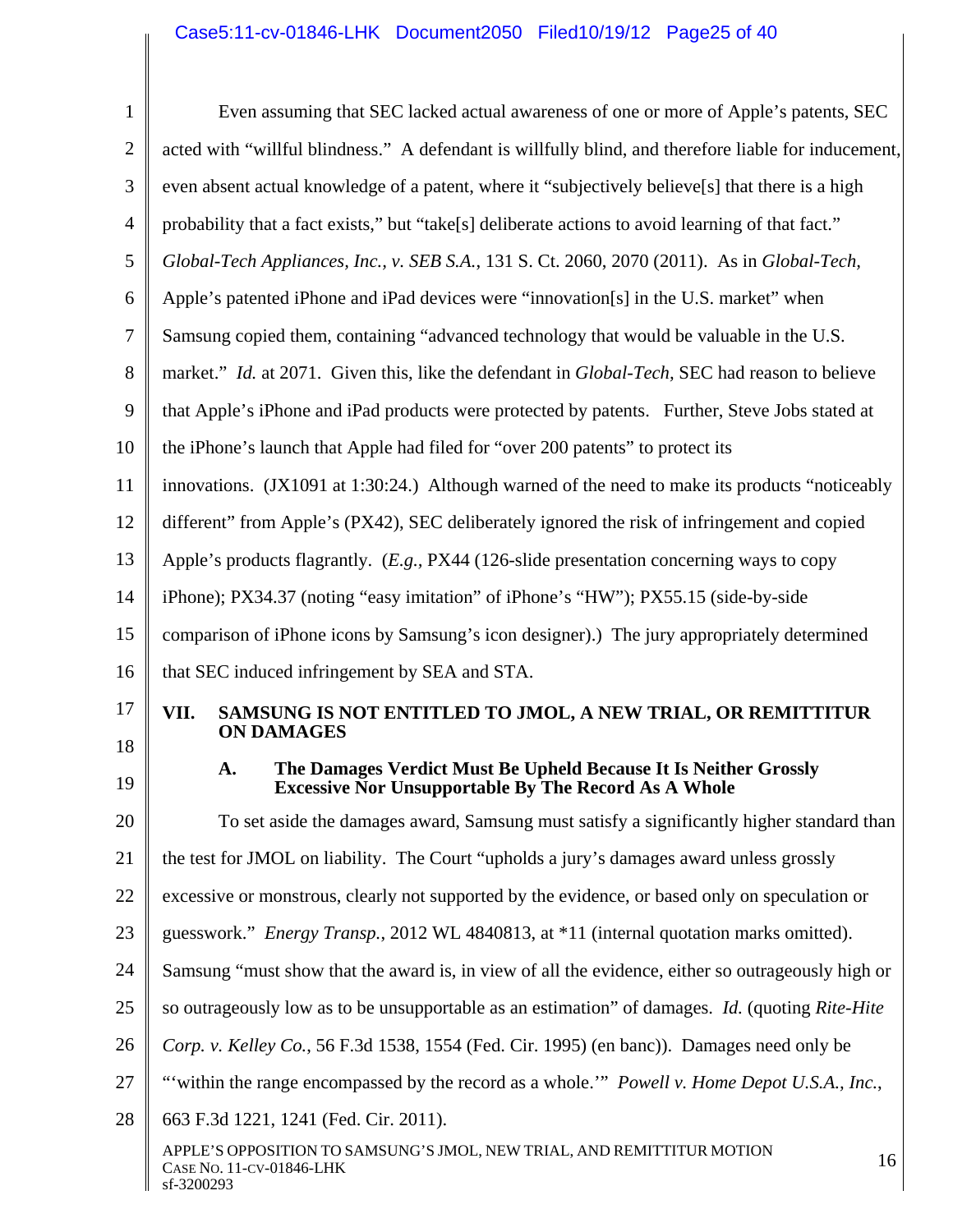Even assuming that SEC lacked actual awareness of one or more of Apple's patents, SEC acted with "willful blindness." A defendant is willfully blind, and therefore liable for inducement, even absent actual knowledge of a patent, where it "subjectively believe[s] that there is a high probability that a fact exists," but "take[s] deliberate actions to avoid learning of that fact." *Global-Tech Appliances, Inc., v. SEB S.A.*, 131 S. Ct. 2060, 2070 (2011). As in *Global-Tech*, Apple's patented iPhone and iPad devices were "innovation[s] in the U.S. market" when Samsung copied them, containing "advanced technology that would be valuable in the U.S. market." *Id.* at 2071. Given this, like the defendant in *Global-Tech*, SEC had reason to believe that Apple's iPhone and iPad products were protected by patents. Further, Steve Jobs stated at the iPhone's launch that Apple had filed for "over 200 patents" to protect its innovations. (JX1091 at 1:30:24.) Although warned of the need to make its products "noticeably different" from Apple's (PX42), SEC deliberately ignored the risk of infringement and copied Apple's products flagrantly. (*E.g.*, PX44 (126-slide presentation concerning ways to copy iPhone); PX34.37 (noting "easy imitation" of iPhone's "HW"); PX55.15 (side-by-side comparison of iPhone icons by Samsung's icon designer).) The jury appropriately determined that SEC induced infringement by SEA and STA.

## VII. SAMSUNG IS NOT ENTITLED TO JMOL, A NEW TRIAL, OR REMITTITUR ON DAMAGES

### A. The Damages Verdict Must Be Upheld Because It Is Neither Grossly Excessive Nor Unsupportable By The Record As A Whole

To set aside the damages award, Samsung must satisfy a significantly higher standard than the test for JMOL on liability. The Court "upholds a jury's damages award unless grossly excessive or monstrous, clearly not supported by the evidence, or based only on speculation or guesswork." *Energy Transp.*, 2012 WL 4840813, at *11 (internal quotation marks omitted). Samsung "must show that the award is, in view of all the evidence, either so outrageously high or so outrageously low as to be unsupportable as an estimation" of damages. *Id.* (quoting *Rite-Hite Corp. v. Kelley Co.*, 56 F.3d 1538, 1554 (Fed. Cir. 1995) (en banc)). Damages need only be "'within the range encompassed by the record as a whole.'" *Powell v. Home Depot U.S.A., Inc.*, 663 F.3d 1221, 1241 (Fed. Cir. 2011).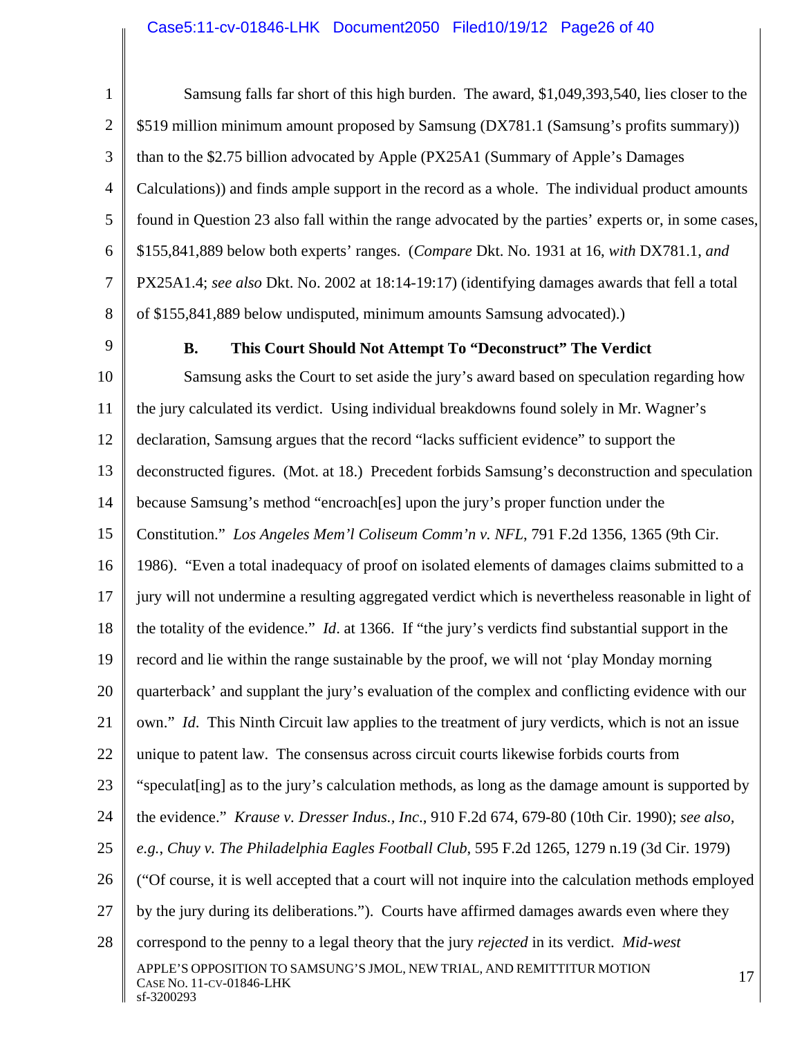Samsung falls far short of this high burden. The award, $1,049,393,540, lies closer to the $519 million minimum amount proposed by Samsung (DX781.1 (Samsung's profits summary)) than to the $2.75 billion advocated by Apple (PX25A1 (Summary of Apple's Damages Calculations)) and finds ample support in the record as a whole. The individual product amounts found in Question 23 also fall within the range advocated by the parties' experts or, in some cases, $155,841,889 below both experts' ranges. (*Compare* Dkt. No. 1931 at 16, *with* DX781.1, *and* PX25A1.4; *see also* Dkt. No. 2002 at 18:14-19:17) (identifying damages awards that fell a total of $155,841,889 below undisputed, minimum amounts Samsung advocated).)

### B. This Court Should Not Attempt To "Deconstruct" The Verdict

Samsung asks the Court to set aside the jury's award based on speculation regarding how the jury calculated its verdict. Using individual breakdowns found solely in Mr. Wagner's declaration, Samsung argues that the record "lacks sufficient evidence" to support the deconstructed figures. (Mot. at 18.) Precedent forbids Samsung's deconstruction and speculation because Samsung's method "encroach[es] upon the jury's proper function under the Constitution." *Los Angeles Mem'l Coliseum Comm'n v. NFL*, 791 F.2d 1356, 1365 (9th Cir. 1986). "Even a total inadequacy of proof on isolated elements of damages claims submitted to a jury will not undermine a resulting aggregated verdict which is nevertheless reasonable in light of the totality of the evidence." *Id*. at 1366. If "the jury's verdicts find substantial support in the record and lie within the range sustainable by the proof, we will not 'play Monday morning quarterback' and supplant the jury's evaluation of the complex and conflicting evidence with our own." *Id.* This Ninth Circuit law applies to the treatment of jury verdicts, which is not an issue unique to patent law. The consensus across circuit courts likewise forbids courts from "speculat[ing] as to the jury's calculation methods, as long as the damage amount is supported by the evidence." *Krause v. Dresser Indus., Inc*., 910 F.2d 674, 679-80 (10th Cir. 1990); *see also, e.g.*, *Chuy v. The Philadelphia Eagles Football Club*, 595 F.2d 1265, 1279 n.19 (3d Cir. 1979) ("Of course, it is well accepted that a court will not inquire into the calculation methods employed by the jury during its deliberations."). Courts have affirmed damages awards even where they correspond to the penny to a legal theory that the jury *rejected* in its verdict. *Mid-west*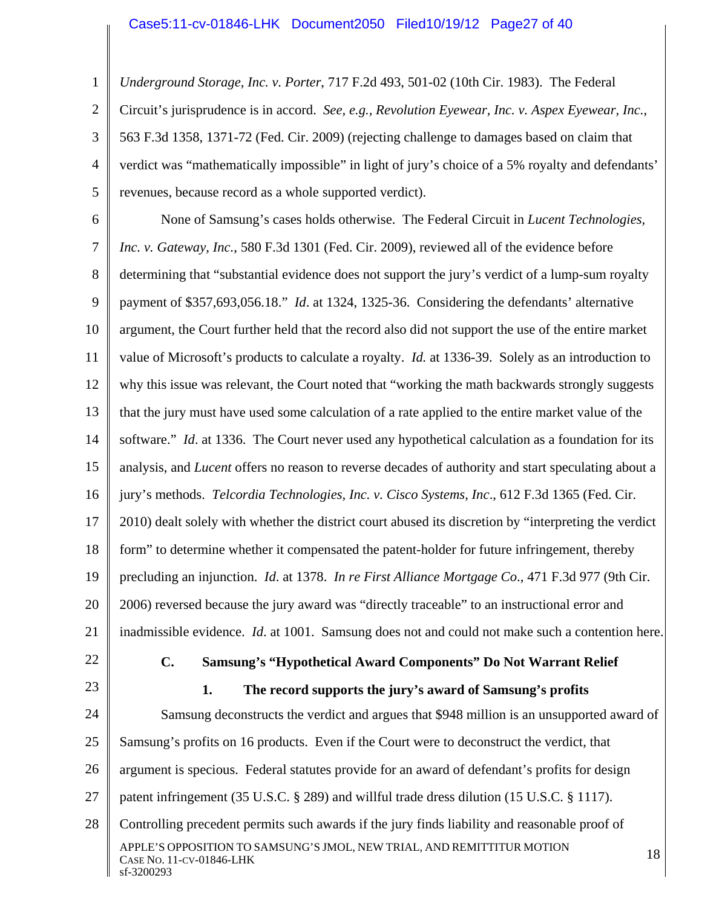*Underground Storage, Inc. v. Porter*, 717 F.2d 493, 501-02 (10th Cir. 1983). The Federal Circuit's jurisprudence is in accord. *See, e.g.*, *Revolution Eyewear, Inc. v. Aspex Eyewear, Inc.*, 563 F.3d 1358, 1371-72 (Fed. Cir. 2009) (rejecting challenge to damages based on claim that verdict was "mathematically impossible" in light of jury's choice of a 5% royalty and defendants' revenues, because record as a whole supported verdict).

None of Samsung's cases holds otherwise. The Federal Circuit in *Lucent Technologies, Inc. v. Gateway, Inc.*, 580 F.3d 1301 (Fed. Cir. 2009), reviewed all of the evidence before determining that "substantial evidence does not support the jury's verdict of a lump-sum royalty payment of $357,693,056.18." *Id*. at 1324, 1325-36. Considering the defendants' alternative argument, the Court further held that the record also did not support the use of the entire market value of Microsoft's products to calculate a royalty. *Id.* at 1336-39. Solely as an introduction to why this issue was relevant, the Court noted that "working the math backwards strongly suggests that the jury must have used some calculation of a rate applied to the entire market value of the software." *Id*. at 1336. The Court never used any hypothetical calculation as a foundation for its analysis, and *Lucent* offers no reason to reverse decades of authority and start speculating about a jury's methods. *Telcordia Technologies, Inc. v. Cisco Systems, Inc*., 612 F.3d 1365 (Fed. Cir. 2010) dealt solely with whether the district court abused its discretion by "interpreting the verdict form" to determine whether it compensated the patent-holder for future infringement, thereby precluding an injunction. *Id*. at 1378. *In re First Alliance Mortgage Co*., 471 F.3d 977 (9th Cir. 2006) reversed because the jury award was "directly traceable" to an instructional error and inadmissible evidence. *Id*. at 1001. Samsung does not and could not make such a contention here.

### C. Samsung's "Hypothetical Award Components" Do Not Warrant Relief

#### 1. The record supports the jury's award of Samsung's profits

Samsung deconstructs the verdict and argues that $948 million is an unsupported award of Samsung's profits on 16 products. Even if the Court were to deconstruct the verdict, that argument is specious. Federal statutes provide for an award of defendant's profits for design patent infringement (35 U.S.C. § 289) and willful trade dress dilution (15 U.S.C. § 1117). Controlling precedent permits such awards if the jury finds liability and reasonable proof of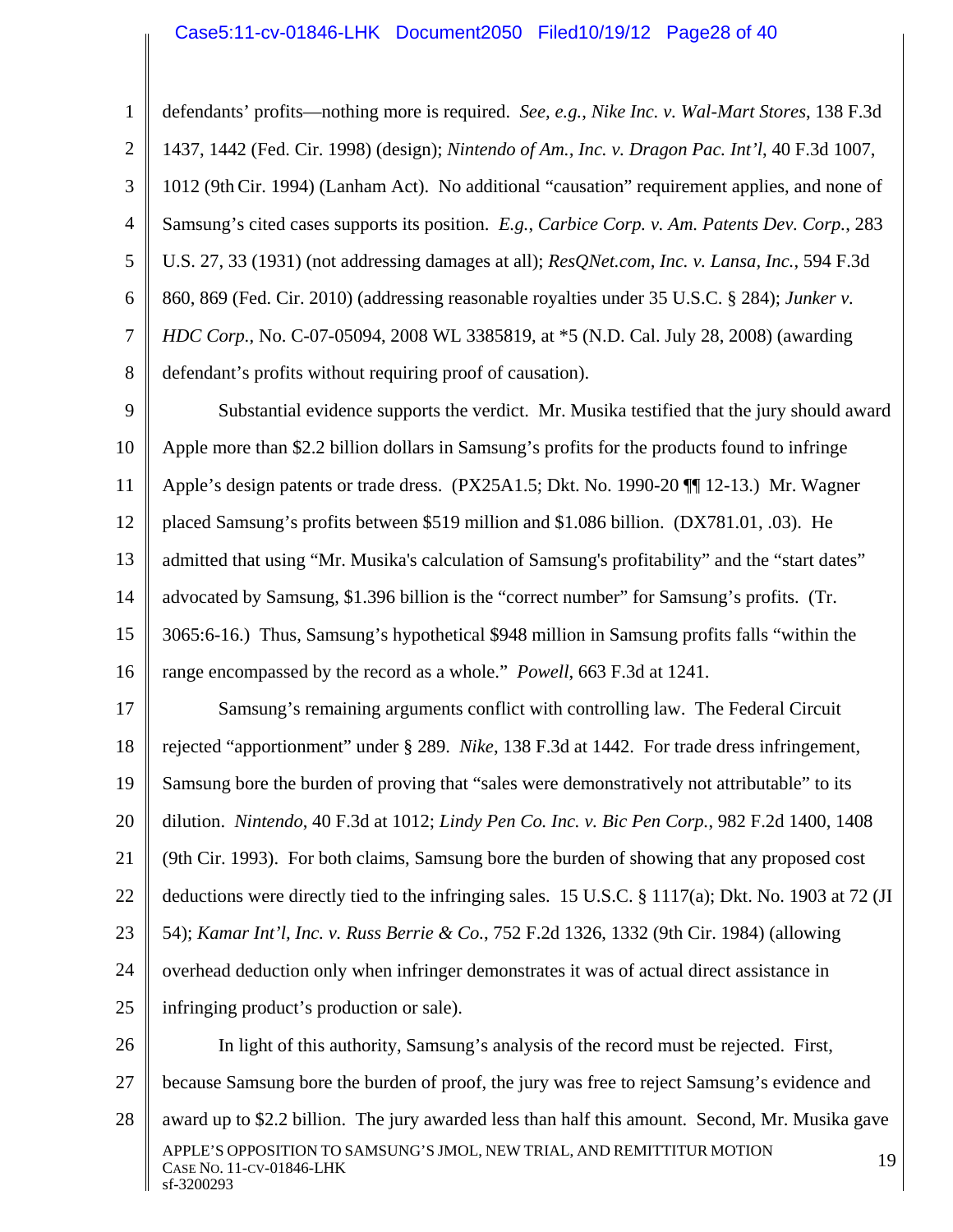defendants' profits—nothing more is required. *See, e.g.*, *Nike Inc. v. Wal-Mart Stores*, 138 F.3d 1437, 1442 (Fed. Cir. 1998) (design); *Nintendo of Am., Inc. v. Dragon Pac. Int'l*, 40 F.3d 1007, 1012 (9th Cir. 1994) (Lanham Act). No additional "causation" requirement applies, and none of Samsung's cited cases supports its position. *E.g.*, *Carbice Corp. v. Am. Patents Dev. Corp.*, 283 U.S. 27, 33 (1931) (not addressing damages at all); *ResQNet.com, Inc. v. Lansa, Inc.*, 594 F.3d 860, 869 (Fed. Cir. 2010) (addressing reasonable royalties under 35 U.S.C. § 284); *Junker v. HDC Corp.*, No. C-07-05094, 2008 WL 3385819, at *5 (N.D. Cal. July 28, 2008) (awarding defendant's profits without requiring proof of causation).

Substantial evidence supports the verdict. Mr. Musika testified that the jury should award Apple more than $2.2 billion dollars in Samsung's profits for the products found to infringe Apple's design patents or trade dress. (PX25A1.5; Dkt. No. 1990-20 ¶¶ 12-13.) Mr. Wagner placed Samsung's profits between $519 million and $1.086 billion. (DX781.01, .03). He admitted that using "Mr. Musika's calculation of Samsung's profitability" and the "start dates" advocated by Samsung, $1.396 billion is the "correct number" for Samsung's profits. (Tr. 3065:6-16.) Thus, Samsung's hypothetical $948 million in Samsung profits falls "within the range encompassed by the record as a whole." *Powell*, 663 F.3d at 1241.

Samsung's remaining arguments conflict with controlling law. The Federal Circuit rejected "apportionment" under § 289. *Nike*, 138 F.3d at 1442. For trade dress infringement, Samsung bore the burden of proving that "sales were demonstratively not attributable" to its dilution. *Nintendo*, 40 F.3d at 1012; *Lindy Pen Co. Inc. v. Bic Pen Corp.*, 982 F.2d 1400, 1408 (9th Cir. 1993). For both claims, Samsung bore the burden of showing that any proposed cost deductions were directly tied to the infringing sales. 15 U.S.C. § 1117(a); Dkt. No. 1903 at 72 (JI 54); *Kamar Int'l, Inc. v. Russ Berrie & Co.*, 752 F.2d 1326, 1332 (9th Cir. 1984) (allowing overhead deduction only when infringer demonstrates it was of actual direct assistance in infringing product's production or sale).

In light of this authority, Samsung's analysis of the record must be rejected. First, because Samsung bore the burden of proof, the jury was free to reject Samsung's evidence and award up to $2.2 billion. The jury awarded less than half this amount. Second, Mr. Musika gave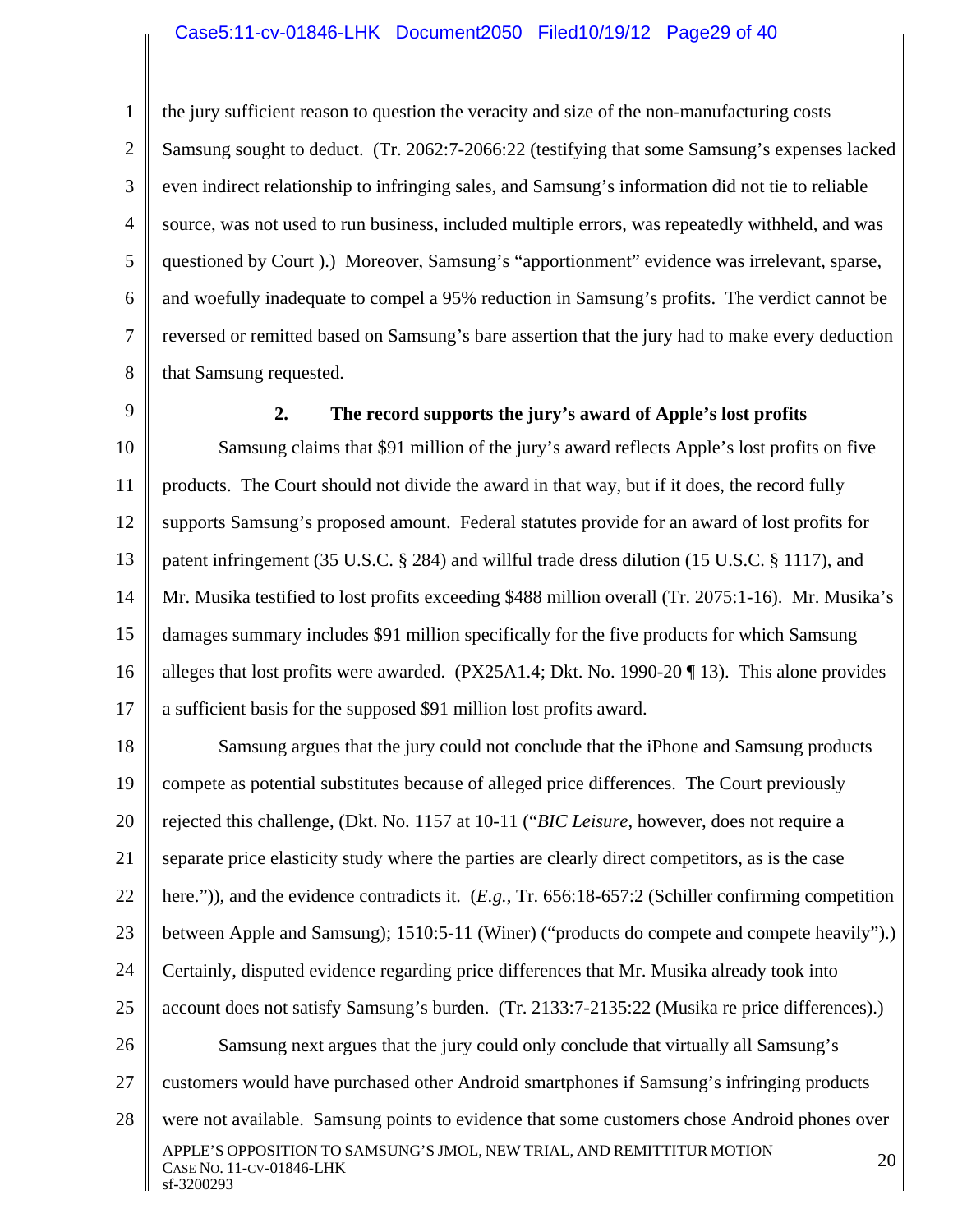the jury sufficient reason to question the veracity and size of the non-manufacturing costs Samsung sought to deduct. (Tr. 2062:7-2066:22 (testifying that some Samsung's expenses lacked even indirect relationship to infringing sales, and Samsung's information did not tie to reliable source, was not used to run business, included multiple errors, was repeatedly withheld, and was questioned by Court ).) Moreover, Samsung's "apportionment" evidence was irrelevant, sparse, and woefully inadequate to compel a 95% reduction in Samsung's profits. The verdict cannot be reversed or remitted based on Samsung's bare assertion that the jury had to make every deduction that Samsung requested.

### 2. The record supports the jury's award of Apple's lost profits

Samsung claims that $91 million of the jury's award reflects Apple's lost profits on five products. The Court should not divide the award in that way, but if it does, the record fully supports Samsung's proposed amount. Federal statutes provide for an award of lost profits for patent infringement (35 U.S.C. § 284) and willful trade dress dilution (15 U.S.C. § 1117), and Mr. Musika testified to lost profits exceeding $488 million overall (Tr. 2075:1-16). Mr. Musika's damages summary includes $91 million specifically for the five products for which Samsung alleges that lost profits were awarded. (PX25A1.4; Dkt. No. 1990-20 ¶ 13). This alone provides a sufficient basis for the supposed $91 million lost profits award.

Samsung argues that the jury could not conclude that the iPhone and Samsung products compete as potential substitutes because of alleged price differences. The Court previously rejected this challenge, (Dkt. No. 1157 at 10-11 ("*BIC Leisure*, however, does not require a separate price elasticity study where the parties are clearly direct competitors, as is the case here.")), and the evidence contradicts it. (*E.g.*, Tr. 656:18-657:2 (Schiller confirming competition between Apple and Samsung); 1510:5-11 (Winer) ("products do compete and compete heavily").) Certainly, disputed evidence regarding price differences that Mr. Musika already took into account does not satisfy Samsung's burden. (Tr. 2133:7-2135:22 (Musika re price differences).)

Samsung next argues that the jury could only conclude that virtually all Samsung's customers would have purchased other Android smartphones if Samsung's infringing products were not available. Samsung points to evidence that some customers chose Android phones over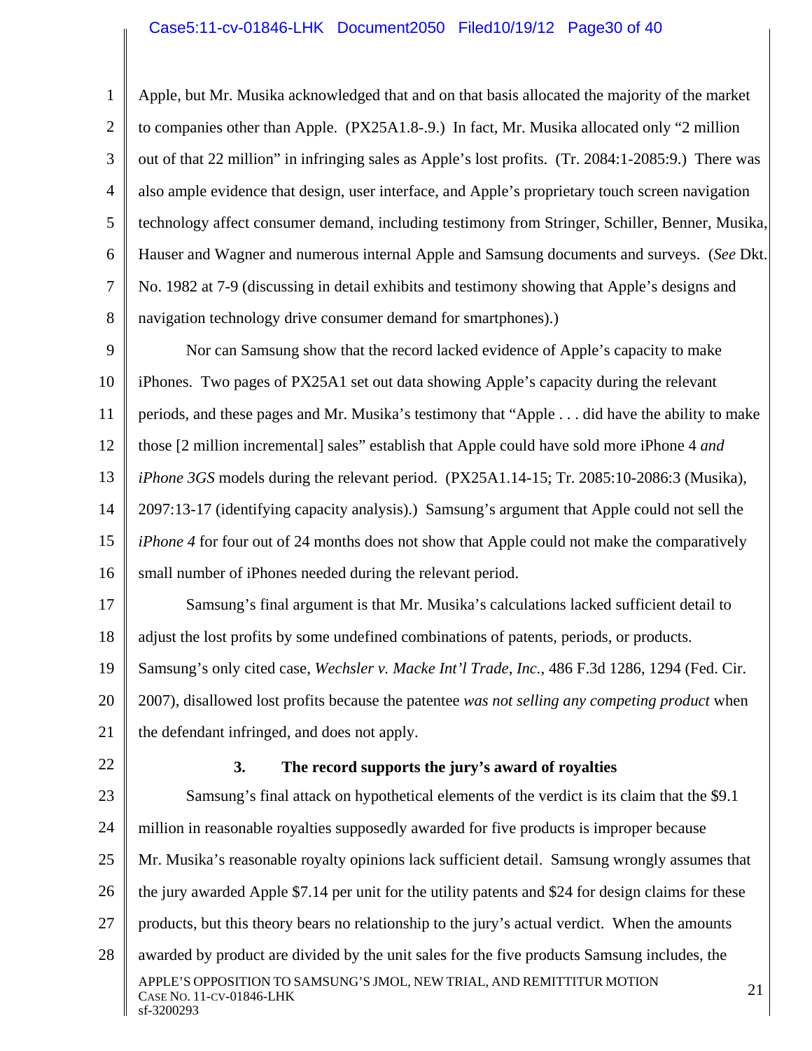Apple, but Mr. Musika acknowledged that and on that basis allocated the majority of the market to companies other than Apple. (PX25A1.8-.9.) In fact, Mr. Musika allocated only "2 million out of that 22 million" in infringing sales as Apple's lost profits. (Tr. 2084:1-2085:9.) There was also ample evidence that design, user interface, and Apple's proprietary touch screen navigation technology affect consumer demand, including testimony from Stringer, Schiller, Benner, Musika, Hauser and Wagner and numerous internal Apple and Samsung documents and surveys. (*See* Dkt. No. 1982 at 7-9 (discussing in detail exhibits and testimony showing that Apple's designs and navigation technology drive consumer demand for smartphones).)

Nor can Samsung show that the record lacked evidence of Apple's capacity to make iPhones. Two pages of PX25A1 set out data showing Apple's capacity during the relevant periods, and these pages and Mr. Musika's testimony that "Apple . . . did have the ability to make those [2 million incremental] sales" establish that Apple could have sold more iPhone 4 *and iPhone 3GS* models during the relevant period. (PX25A1.14-15; Tr. 2085:10-2086:3 (Musika), 2097:13-17 (identifying capacity analysis).) Samsung's argument that Apple could not sell the *iPhone 4* for four out of 24 months does not show that Apple could not make the comparatively small number of iPhones needed during the relevant period.

Samsung's final argument is that Mr. Musika's calculations lacked sufficient detail to adjust the lost profits by some undefined combinations of patents, periods, or products. Samsung's only cited case, *Wechsler v. Macke Int'l Trade, Inc.*, 486 F.3d 1286, 1294 (Fed. Cir. 2007), disallowed lost profits because the patentee *was not selling any competing product* when the defendant infringed, and does not apply.

### 3. The record supports the jury's award of royalties

Samsung's final attack on hypothetical elements of the verdict is its claim that the $9.1 million in reasonable royalties supposedly awarded for five products is improper because Mr. Musika's reasonable royalty opinions lack sufficient detail. Samsung wrongly assumes that the jury awarded Apple $7.14 per unit for the utility patents and $24 for design claims for these products, but this theory bears no relationship to the jury's actual verdict. When the amounts awarded by product are divided by the unit sales for the five products Samsung includes, the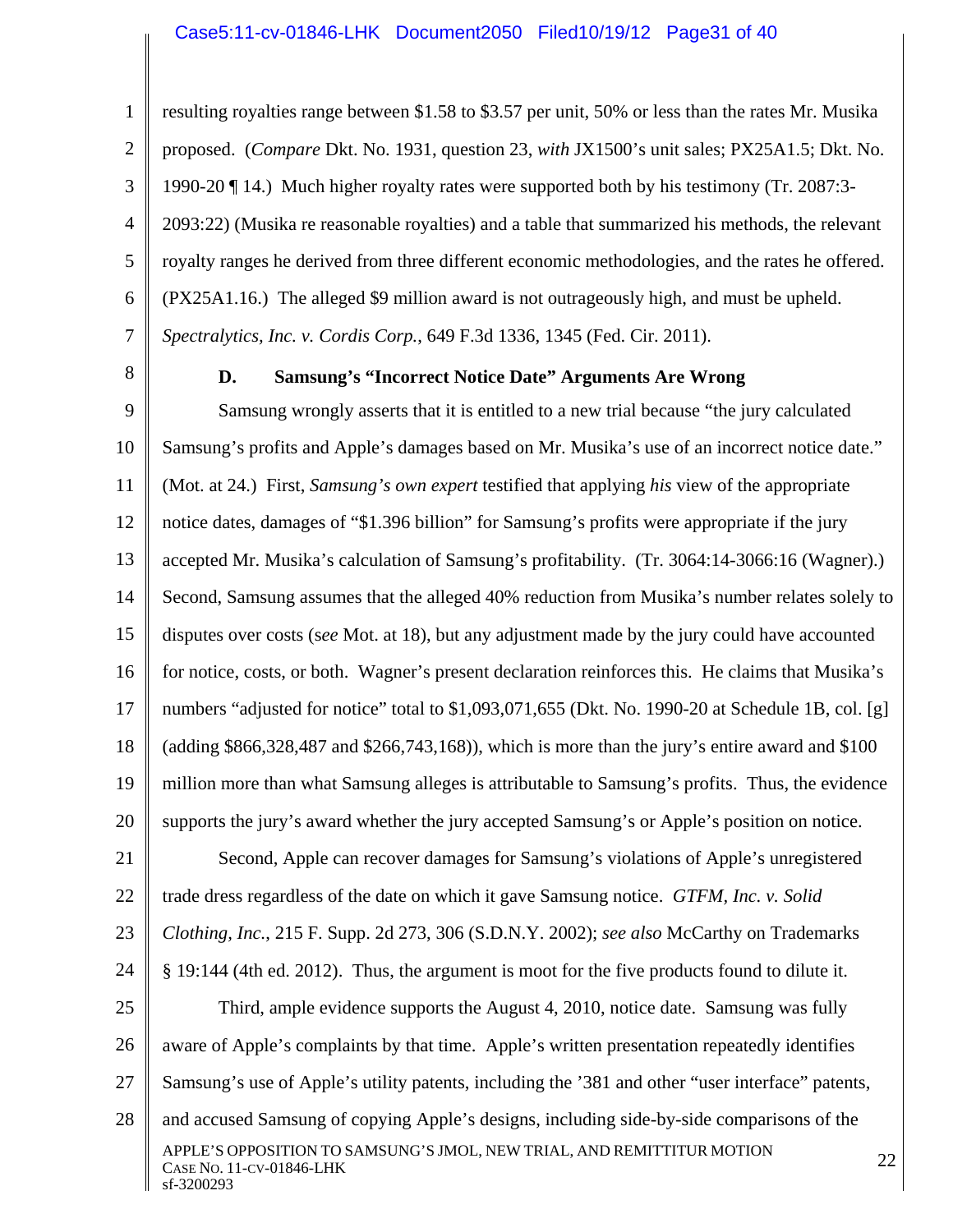resulting royalties range between $1.58 to $3.57 per unit, 50% or less than the rates Mr. Musika proposed. (*Compare* Dkt. No. 1931, question 23, *with* JX1500's unit sales; PX25A1.5; Dkt. No. 1990-20 ¶ 14.) Much higher royalty rates were supported both by his testimony (Tr. 2087:3-2093:22) (Musika re reasonable royalties) and a table that summarized his methods, the relevant royalty ranges he derived from three different economic methodologies, and the rates he offered. (PX25A1.16.) The alleged $9 million award is not outrageously high, and must be upheld. *Spectralytics, Inc. v. Cordis Corp.*, 649 F.3d 1336, 1345 (Fed. Cir. 2011).

### D. Samsung's "Incorrect Notice Date" Arguments Are Wrong

Samsung wrongly asserts that it is entitled to a new trial because "the jury calculated Samsung's profits and Apple's damages based on Mr. Musika's use of an incorrect notice date." (Mot. at 24.) First, *Samsung's own expert* testified that applying *his* view of the appropriate notice dates, damages of "$1.396 billion" for Samsung's profits were appropriate if the jury accepted Mr. Musika's calculation of Samsung's profitability. (Tr. 3064:14-3066:16 (Wagner).) Second, Samsung assumes that the alleged 40% reduction from Musika's number relates solely to disputes over costs (*see* Mot. at 18), but any adjustment made by the jury could have accounted for notice, costs, or both. Wagner's present declaration reinforces this. He claims that Musika's numbers "adjusted for notice" total to $1,093,071,655 (Dkt. No. 1990-20 at Schedule 1B, col. [g] (adding $866,328,487 and $266,743,168)), which is more than the jury's entire award and $100 million more than what Samsung alleges is attributable to Samsung's profits. Thus, the evidence supports the jury's award whether the jury accepted Samsung's or Apple's position on notice.

Second, Apple can recover damages for Samsung's violations of Apple's unregistered trade dress regardless of the date on which it gave Samsung notice. *GTFM, Inc. v. Solid Clothing, Inc.*, 215 F. Supp. 2d 273, 306 (S.D.N.Y. 2002); *see also* McCarthy on Trademarks § 19:144 (4th ed. 2012). Thus, the argument is moot for the five products found to dilute it.

Third, ample evidence supports the August 4, 2010, notice date. Samsung was fully aware of Apple's complaints by that time. Apple's written presentation repeatedly identifies Samsung's use of Apple's utility patents, including the '381 and other "user interface" patents, and accused Samsung of copying Apple's designs, including side-by-side comparisons of the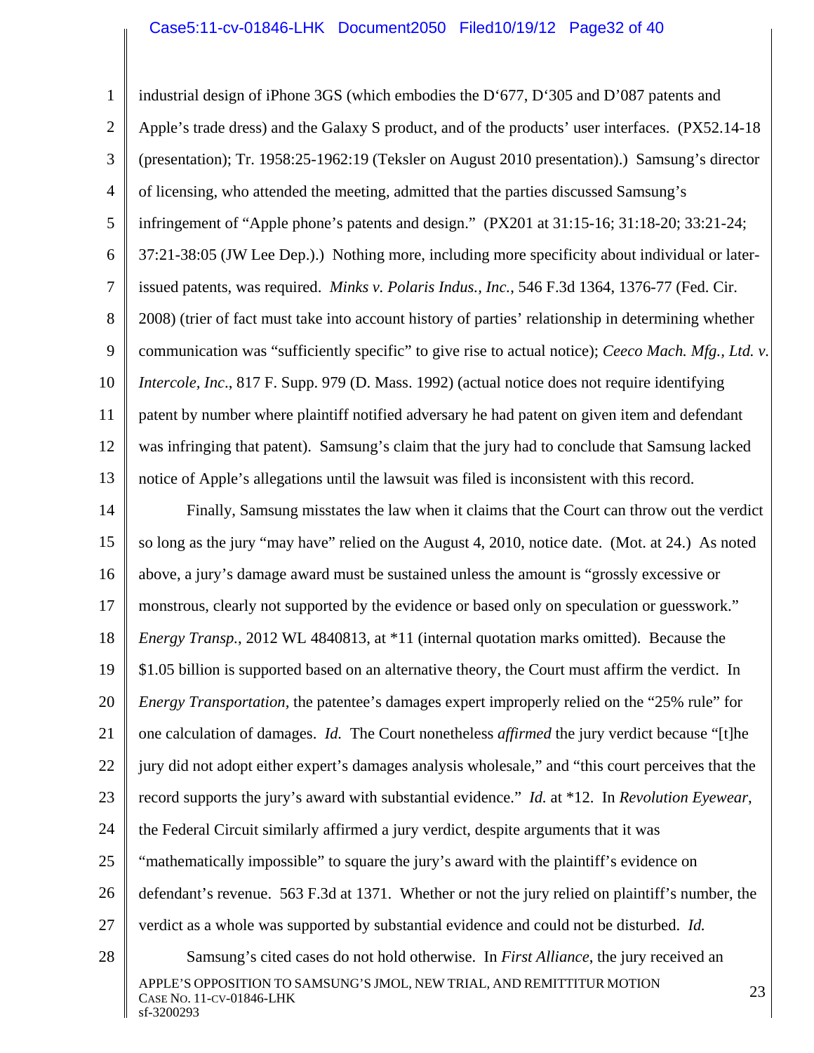industrial design of iPhone 3GS (which embodies the D'677, D'305 and D'087 patents and Apple's trade dress) and the Galaxy S product, and of the products' user interfaces. (PX52.14-18 (presentation); Tr. 1958:25-1962:19 (Teksler on August 2010 presentation).) Samsung's director of licensing, who attended the meeting, admitted that the parties discussed Samsung's infringement of "Apple phone's patents and design." (PX201 at 31:15-16; 31:18-20; 33:21-24; 37:21-38:05 (JW Lee Dep.).) Nothing more, including more specificity about individual or later-issued patents, was required. *Minks v. Polaris Indus., Inc.*, 546 F.3d 1364, 1376-77 (Fed. Cir. 2008) (trier of fact must take into account history of parties' relationship in determining whether communication was "sufficiently specific" to give rise to actual notice); *Ceeco Mach. Mfg., Ltd. v. Intercole, Inc*., 817 F. Supp. 979 (D. Mass. 1992) (actual notice does not require identifying patent by number where plaintiff notified adversary he had patent on given item and defendant was infringing that patent). Samsung's claim that the jury had to conclude that Samsung lacked notice of Apple's allegations until the lawsuit was filed is inconsistent with this record.

Finally, Samsung misstates the law when it claims that the Court can throw out the verdict so long as the jury "may have" relied on the August 4, 2010, notice date. (Mot. at 24.) As noted above, a jury's damage award must be sustained unless the amount is "grossly excessive or monstrous, clearly not supported by the evidence or based only on speculation or guesswork." *Energy Transp.*, 2012 WL 4840813, at *11 (internal quotation marks omitted). Because the $1.05 billion is supported based on an alternative theory, the Court must affirm the verdict. In *Energy Transportation*, the patentee's damages expert improperly relied on the "25% rule" for one calculation of damages. *Id.* The Court nonetheless *affirmed* the jury verdict because "[t]he jury did not adopt either expert's damages analysis wholesale," and "this court perceives that the record supports the jury's award with substantial evidence." *Id.* at *12. In *Revolution Eyewear*, the Federal Circuit similarly affirmed a jury verdict, despite arguments that it was "mathematically impossible" to square the jury's award with the plaintiff's evidence on defendant's revenue. 563 F.3d at 1371. Whether or not the jury relied on plaintiff's number, the verdict as a whole was supported by substantial evidence and could not be disturbed. *Id.*

Samsung's cited cases do not hold otherwise. In *First Alliance*, the jury received an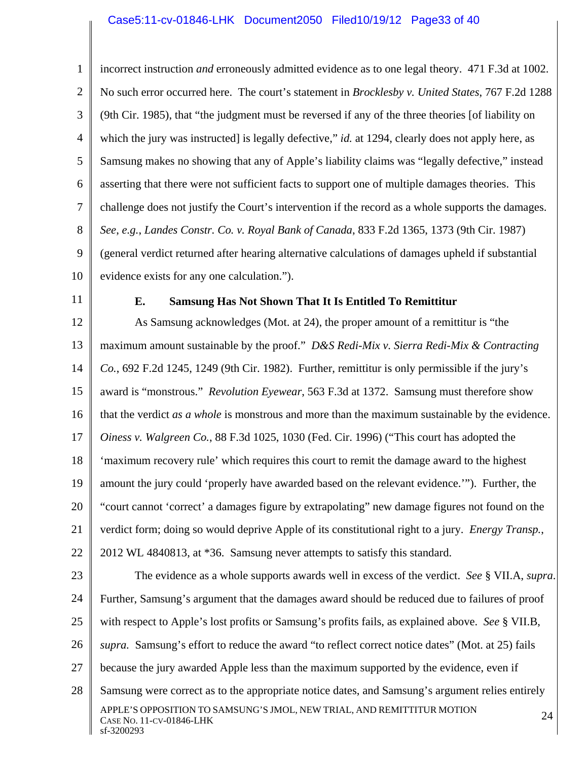incorrect instruction *and* erroneously admitted evidence as to one legal theory. 471 F.3d at 1002. No such error occurred here. The court's statement in *Brocklesby v. United States*, 767 F.2d 1288 (9th Cir. 1985), that "the judgment must be reversed if any of the three theories [of liability on which the jury was instructed] is legally defective," *id.* at 1294, clearly does not apply here, as Samsung makes no showing that any of Apple's liability claims was "legally defective," instead asserting that there were not sufficient facts to support one of multiple damages theories. This challenge does not justify the Court's intervention if the record as a whole supports the damages. *See*, *e.g.*, *Landes Constr. Co. v. Royal Bank of Canada*, 833 F.2d 1365, 1373 (9th Cir. 1987) (general verdict returned after hearing alternative calculations of damages upheld if substantial evidence exists for any one calculation.").

### E. Samsung Has Not Shown That It Is Entitled To Remittitur

As Samsung acknowledges (Mot. at 24), the proper amount of a remittitur is "the maximum amount sustainable by the proof." *D&S Redi-Mix v. Sierra Redi-Mix & Contracting Co.*, 692 F.2d 1245, 1249 (9th Cir. 1982). Further, remittitur is only permissible if the jury's award is "monstrous." *Revolution Eyewear*, 563 F.3d at 1372. Samsung must therefore show that the verdict *as a whole* is monstrous and more than the maximum sustainable by the evidence. *Oiness v. Walgreen Co.*, 88 F.3d 1025, 1030 (Fed. Cir. 1996) ("This court has adopted the 'maximum recovery rule' which requires this court to remit the damage award to the highest amount the jury could 'properly have awarded based on the relevant evidence.'"). Further, the "court cannot 'correct' a damages figure by extrapolating" new damage figures not found on the verdict form; doing so would deprive Apple of its constitutional right to a jury. *Energy Transp.*, 2012 WL 4840813, at *36. Samsung never attempts to satisfy this standard.

The evidence as a whole supports awards well in excess of the verdict. *See* § VII.A, *supra*. Further, Samsung's argument that the damages award should be reduced due to failures of proof with respect to Apple's lost profits or Samsung's profits fails, as explained above. *See* § VII.B, *supra.* Samsung's effort to reduce the award "to reflect correct notice dates" (Mot. at 25) fails because the jury awarded Apple less than the maximum supported by the evidence, even if Samsung were correct as to the appropriate notice dates, and Samsung's argument relies entirely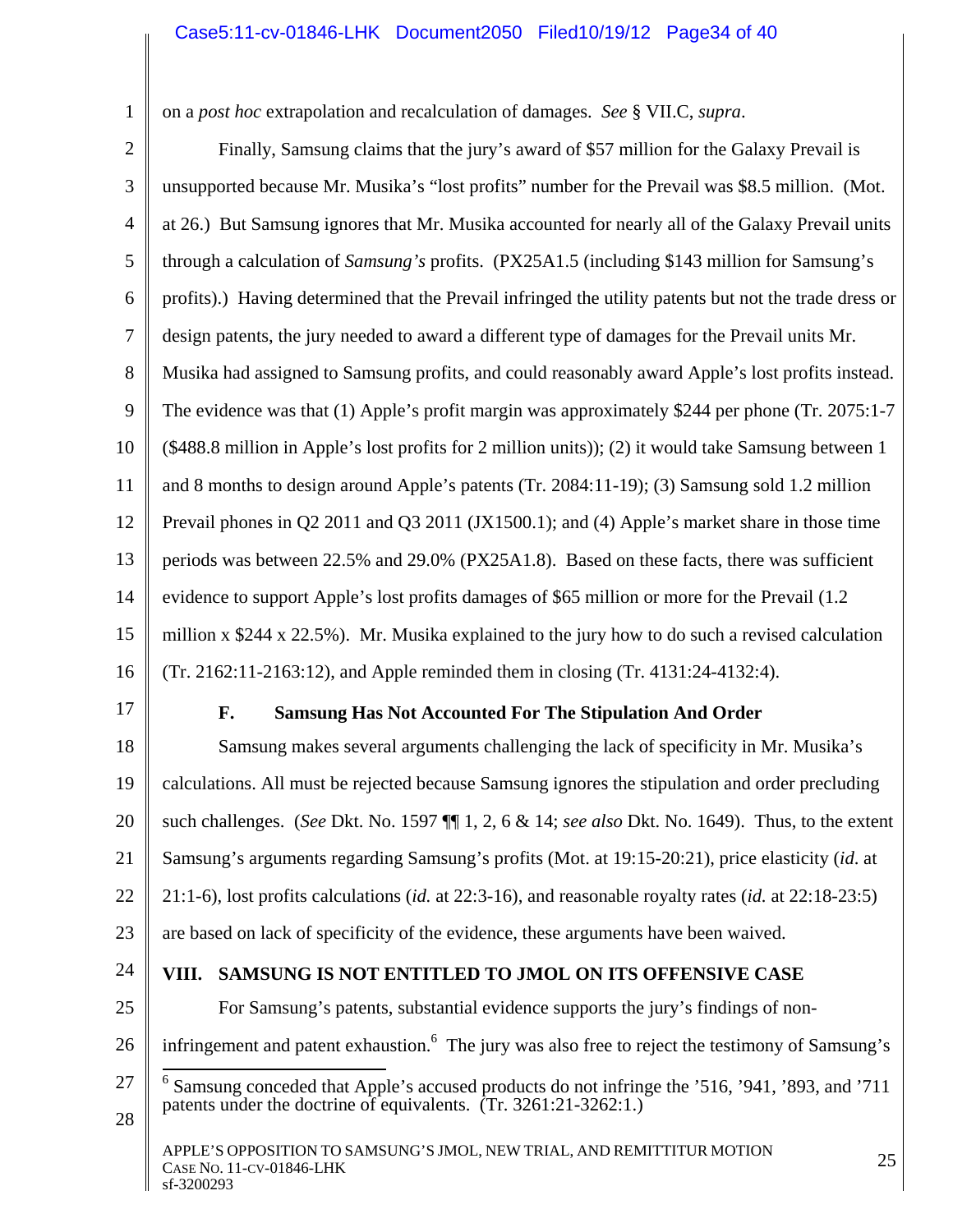on a *post hoc* extrapolation and recalculation of damages. *See* § VII.C, *supra*.

Finally, Samsung claims that the jury's award of $57 million for the Galaxy Prevail is unsupported because Mr. Musika's "lost profits" number for the Prevail was $8.5 million. (Mot. at 26.) But Samsung ignores that Mr. Musika accounted for nearly all of the Galaxy Prevail units through a calculation of *Samsung's* profits. (PX25A1.5 (including $143 million for Samsung's profits).) Having determined that the Prevail infringed the utility patents but not the trade dress or design patents, the jury needed to award a different type of damages for the Prevail units Mr. Musika had assigned to Samsung profits, and could reasonably award Apple's lost profits instead. The evidence was that (1) Apple's profit margin was approximately $244 per phone (Tr. 2075:1-7 ($488.8 million in Apple's lost profits for 2 million units)); (2) it would take Samsung between 1 and 8 months to design around Apple's patents (Tr. 2084:11-19); (3) Samsung sold 1.2 million Prevail phones in Q2 2011 and Q3 2011 (JX1500.1); and (4) Apple's market share in those time periods was between 22.5% and 29.0% (PX25A1.8). Based on these facts, there was sufficient evidence to support Apple's lost profits damages of $65 million or more for the Prevail (1.2 million x $244 x 22.5%). Mr. Musika explained to the jury how to do such a revised calculation (Tr. 2162:11-2163:12), and Apple reminded them in closing (Tr. 4131:24-4132:4).

### F. Samsung Has Not Accounted For The Stipulation And Order

Samsung makes several arguments challenging the lack of specificity in Mr. Musika's calculations. All must be rejected because Samsung ignores the stipulation and order precluding such challenges. (*See* Dkt. No. 1597 ¶¶ 1, 2, 6 & 14; *see also* Dkt. No. 1649). Thus, to the extent Samsung's arguments regarding Samsung's profits (Mot. at 19:15-20:21), price elasticity (*id.* at 21:1-6), lost profits calculations (*id.* at 22:3-16), and reasonable royalty rates (*id.* at 22:18-23:5) are based on lack of specificity of the evidence, these arguments have been waived.

## VIII. SAMSUNG IS NOT ENTITLED TO JMOL ON ITS OFFENSIVE CASE

For Samsung's patents, substantial evidence supports the jury's findings of non-infringement and patent exhaustion.[6] The jury was also free to reject the testimony of Samsung's

[6] Samsung conceded that Apple's accused products do not infringe the '516, '941, '893, and '711 patents under the doctrine of equivalents. (Tr. 3261:21-3262:1.)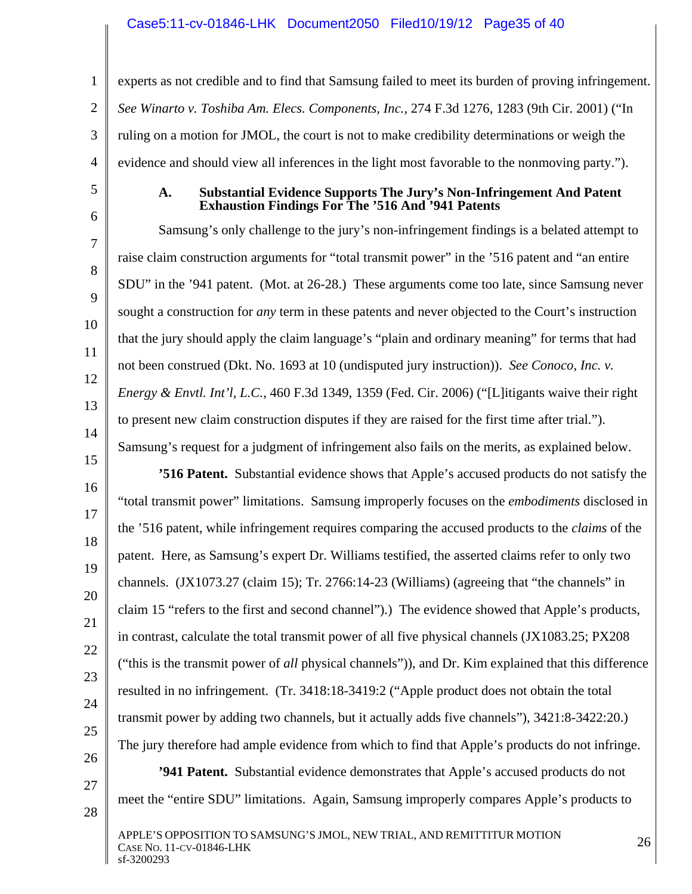experts as not credible and to find that Samsung failed to meet its burden of proving infringement. *See Winarto v. Toshiba Am. Elecs. Components, Inc.*, 274 F.3d 1276, 1283 (9th Cir. 2001) ("In ruling on a motion for JMOL, the court is not to make credibility determinations or weigh the evidence and should view all inferences in the light most favorable to the nonmoving party.").

### A. Substantial Evidence Supports The Jury's Non-Infringement And Patent Exhaustion Findings For The '516 And '941 Patents

Samsung's only challenge to the jury's non-infringement findings is a belated attempt to raise claim construction arguments for "total transmit power" in the '516 patent and "an entire SDU" in the '941 patent. (Mot. at 26-28.) These arguments come too late, since Samsung never sought a construction for *any* term in these patents and never objected to the Court's instruction that the jury should apply the claim language's "plain and ordinary meaning" for terms that had not been construed (Dkt. No. 1693 at 10 (undisputed jury instruction)). *See Conoco, Inc. v. Energy & Envtl. Int'l, L.C.*, 460 F.3d 1349, 1359 (Fed. Cir. 2006) ("[L]itigants waive their right to present new claim construction disputes if they are raised for the first time after trial."). Samsung's request for a judgment of infringement also fails on the merits, as explained below.

**'516 Patent.** Substantial evidence shows that Apple's accused products do not satisfy the "total transmit power" limitations. Samsung improperly focuses on the *embodiments* disclosed in the '516 patent, while infringement requires comparing the accused products to the *claims* of the patent. Here, as Samsung's expert Dr. Williams testified, the asserted claims refer to only two channels. (JX1073.27 (claim 15); Tr. 2766:14-23 (Williams) (agreeing that "the channels" in claim 15 "refers to the first and second channel").) The evidence showed that Apple's products, in contrast, calculate the total transmit power of all five physical channels (JX1083.25; PX208 ("this is the transmit power of *all* physical channels")), and Dr. Kim explained that this difference resulted in no infringement. (Tr. 3418:18-3419:2 ("Apple product does not obtain the total transmit power by adding two channels, but it actually adds five channels"), 3421:8-3422:20.) The jury therefore had ample evidence from which to find that Apple's products do not infringe.

**'941 Patent.** Substantial evidence demonstrates that Apple's accused products do not meet the "entire SDU" limitations. Again, Samsung improperly compares Apple's products to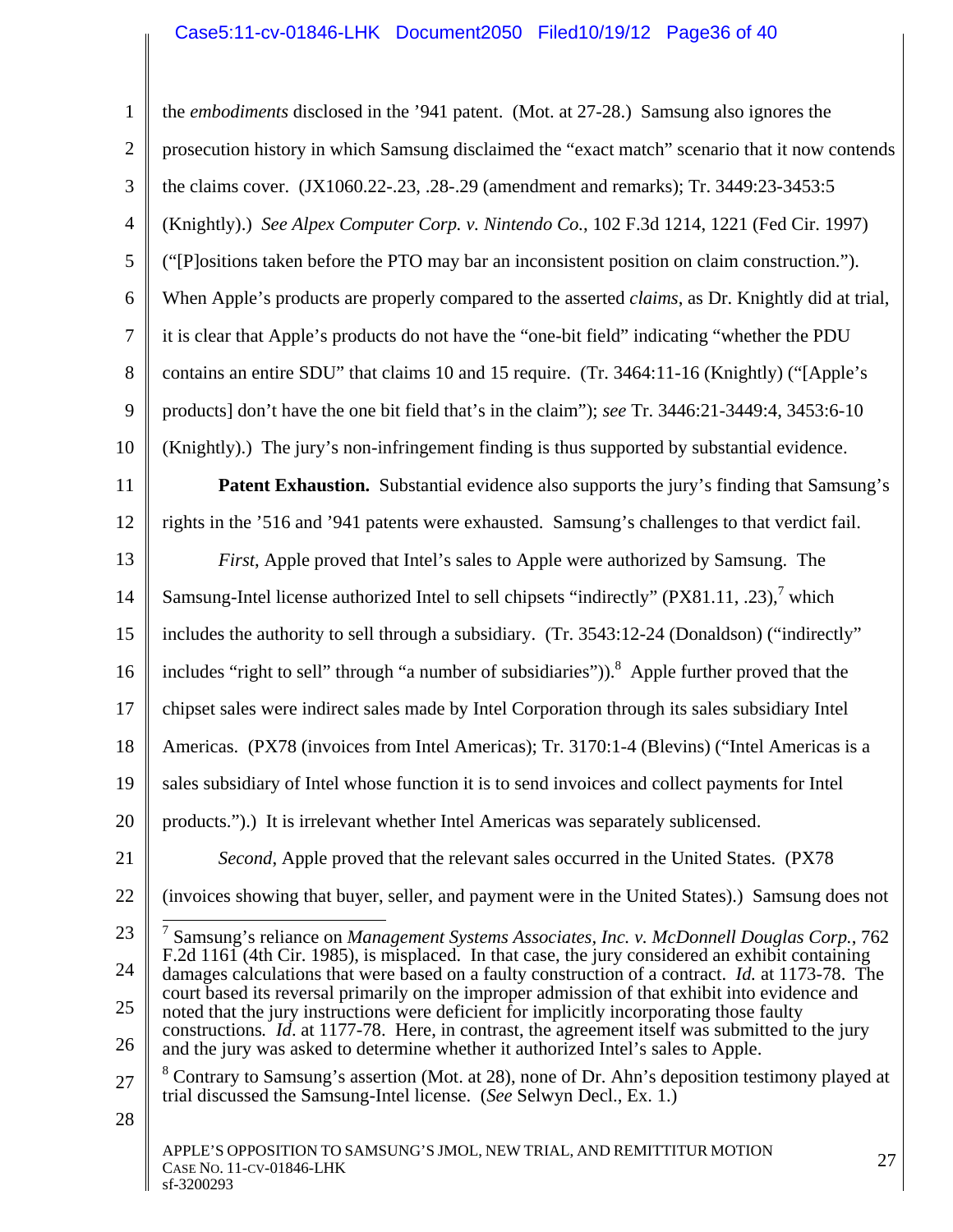the *embodiments* disclosed in the '941 patent. (Mot. at 27-28.) Samsung also ignores the prosecution history in which Samsung disclaimed the "exact match" scenario that it now contends the claims cover. (JX1060.22-.23, .28-.29 (amendment and remarks); Tr. 3449:23-3453:5 (Knightly).) *See Alpex Computer Corp. v. Nintendo Co.*, 102 F.3d 1214, 1221 (Fed Cir. 1997) ("[P]ositions taken before the PTO may bar an inconsistent position on claim construction."). When Apple's products are properly compared to the asserted *claims*, as Dr. Knightly did at trial, it is clear that Apple's products do not have the "one-bit field" indicating "whether the PDU contains an entire SDU" that claims 10 and 15 require. (Tr. 3464:11-16 (Knightly) ("[Apple's products] don't have the one bit field that's in the claim"); *see* Tr. 3446:21-3449:4, 3453:6-10 (Knightly).) The jury's non-infringement finding is thus supported by substantial evidence.

**Patent Exhaustion.** Substantial evidence also supports the jury's finding that Samsung's rights in the '516 and '941 patents were exhausted. Samsung's challenges to that verdict fail.

*First*, Apple proved that Intel's sales to Apple were authorized by Samsung. The Samsung-Intel license authorized Intel to sell chipsets "indirectly" (PX81.11, .23),[7] which includes the authority to sell through a subsidiary. (Tr. 3543:12-24 (Donaldson) ("indirectly" includes "right to sell" through "a number of subsidiaries")).[8] Apple further proved that the chipset sales were indirect sales made by Intel Corporation through its sales subsidiary Intel Americas. (PX78 (invoices from Intel Americas); Tr. 3170:1-4 (Blevins) ("Intel Americas is a sales subsidiary of Intel whose function it is to send invoices and collect payments for Intel products.").) It is irrelevant whether Intel Americas was separately sublicensed.

*Second*, Apple proved that the relevant sales occurred in the United States. (PX78 (invoices showing that buyer, seller, and payment were in the United States).) Samsung does not

---

[7] Samsung's reliance on *Management Systems Associates, Inc. v. McDonnell Douglas Corp.*, 762 F.2d 1161 (4th Cir. 1985), is misplaced. In that case, the jury considered an exhibit containing damages calculations that were based on a faulty construction of a contract. *Id.* at 1173-78. The court based its reversal primarily on the improper admission of that exhibit into evidence and noted that the jury instructions were deficient for implicitly incorporating those faulty constructions. *Id*. at 1177-78. Here, in contrast, the agreement itself was submitted to the jury and the jury was asked to determine whether it authorized Intel's sales to Apple.

[8] Contrary to Samsung's assertion (Mot. at 28), none of Dr. Ahn's deposition testimony played at trial discussed the Samsung-Intel license. (*See* Selwyn Decl., Ex. 1.)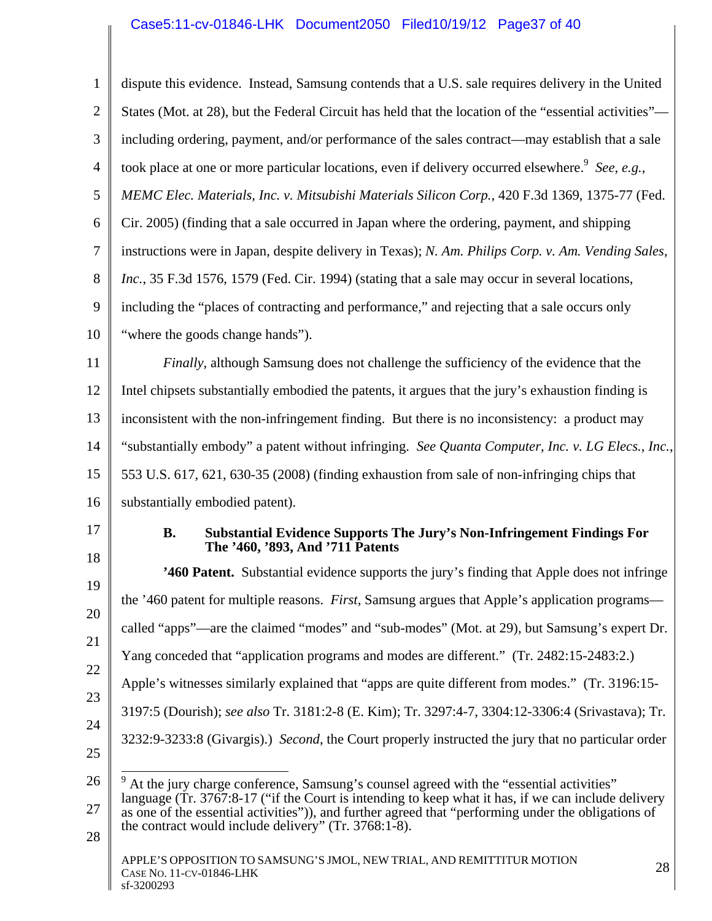dispute this evidence. Instead, Samsung contends that a U.S. sale requires delivery in the United States (Mot. at 28), but the Federal Circuit has held that the location of the "essential activities"—including ordering, payment, and/or performance of the sales contract—may establish that a sale took place at one or more particular locations, even if delivery occurred elsewhere.[9] *See, e.g.*, *MEMC Elec. Materials, Inc. v. Mitsubishi Materials Silicon Corp.*, 420 F.3d 1369, 1375-77 (Fed. Cir. 2005) (finding that a sale occurred in Japan where the ordering, payment, and shipping instructions were in Japan, despite delivery in Texas); *N. Am. Philips Corp. v. Am. Vending Sales, Inc.*, 35 F.3d 1576, 1579 (Fed. Cir. 1994) (stating that a sale may occur in several locations, including the "places of contracting and performance," and rejecting that a sale occurs only "where the goods change hands").

*Finally*, although Samsung does not challenge the sufficiency of the evidence that the Intel chipsets substantially embodied the patents, it argues that the jury's exhaustion finding is inconsistent with the non-infringement finding. But there is no inconsistency: a product may "substantially embody" a patent without infringing. *See Quanta Computer, Inc. v. LG Elecs., Inc.*, 553 U.S. 617, 621, 630-35 (2008) (finding exhaustion from sale of non-infringing chips that substantially embodied patent).

### B. Substantial Evidence Supports The Jury's Non-Infringement Findings For The '460, '893, And '711 Patents

**'460 Patent.** Substantial evidence supports the jury's finding that Apple does not infringe the '460 patent for multiple reasons. *First*, Samsung argues that Apple's application programs—called "apps"—are the claimed "modes" and "sub-modes" (Mot. at 29), but Samsung's expert Dr. Yang conceded that "application programs and modes are different." (Tr. 2482:15-2483:2.) Apple's witnesses similarly explained that "apps are quite different from modes." (Tr. 3196:15-3197:5 (Dourish); *see also* Tr. 3181:2-8 (E. Kim); Tr. 3297:4-7, 3304:12-3306:4 (Srivastava); Tr. 3232:9-3233:8 (Givargis).) *Second*, the Court properly instructed the jury that no particular order

---

[9] At the jury charge conference, Samsung's counsel agreed with the "essential activities" language (Tr. 3767:8-17 ("if the Court is intending to keep what it has, if we can include delivery as one of the essential activities")), and further agreed that "performing under the obligations of the contract would include delivery" (Tr. 3768:1-8).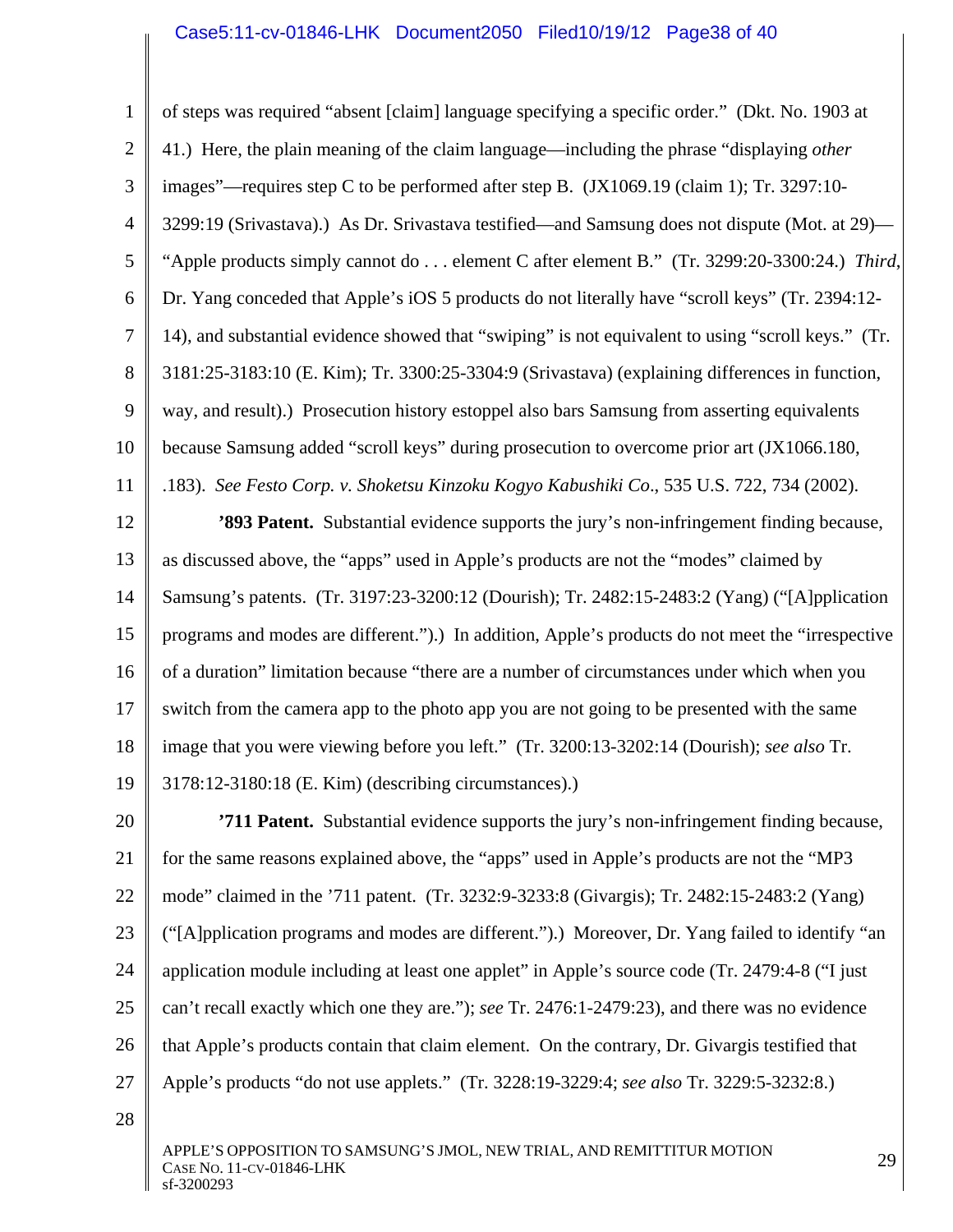of steps was required "absent [claim] language specifying a specific order." (Dkt. No. 1903 at 41.) Here, the plain meaning of the claim language—including the phrase "displaying *other* images"—requires step C to be performed after step B. (JX1069.19 (claim 1); Tr. 3297:10-3299:19 (Srivastava).) As Dr. Srivastava testified—and Samsung does not dispute (Mot. at 29)—"Apple products simply cannot do . . . element C after element B." (Tr. 3299:20-3300:24.) *Third*, Dr. Yang conceded that Apple's iOS 5 products do not literally have "scroll keys" (Tr. 2394:12-14), and substantial evidence showed that "swiping" is not equivalent to using "scroll keys." (Tr. 3181:25-3183:10 (E. Kim); Tr. 3300:25-3304:9 (Srivastava) (explaining differences in function, way, and result).) Prosecution history estoppel also bars Samsung from asserting equivalents because Samsung added "scroll keys" during prosecution to overcome prior art (JX1066.180, .183). *See Festo Corp. v. Shoketsu Kinzoku Kogyo Kabushiki Co*., 535 U.S. 722, 734 (2002).

**'893 Patent.** Substantial evidence supports the jury's non-infringement finding because, as discussed above, the "apps" used in Apple's products are not the "modes" claimed by Samsung's patents. (Tr. 3197:23-3200:12 (Dourish); Tr. 2482:15-2483:2 (Yang) ("[A]pplication programs and modes are different.").) In addition, Apple's products do not meet the "irrespective of a duration" limitation because "there are a number of circumstances under which when you switch from the camera app to the photo app you are not going to be presented with the same image that you were viewing before you left." (Tr. 3200:13-3202:14 (Dourish); *see also* Tr. 3178:12-3180:18 (E. Kim) (describing circumstances).)

**'711 Patent.** Substantial evidence supports the jury's non-infringement finding because, for the same reasons explained above, the "apps" used in Apple's products are not the "MP3 mode" claimed in the '711 patent. (Tr. 3232:9-3233:8 (Givargis); Tr. 2482:15-2483:2 (Yang) ("[A]pplication programs and modes are different.").) Moreover, Dr. Yang failed to identify "an application module including at least one applet" in Apple's source code (Tr. 2479:4-8 ("I just can't recall exactly which one they are."); *see* Tr. 2476:1-2479:23), and there was no evidence that Apple's products contain that claim element. On the contrary, Dr. Givargis testified that Apple's products "do not use applets." (Tr. 3228:19-3229:4; *see also* Tr. 3229:5-3232:8.)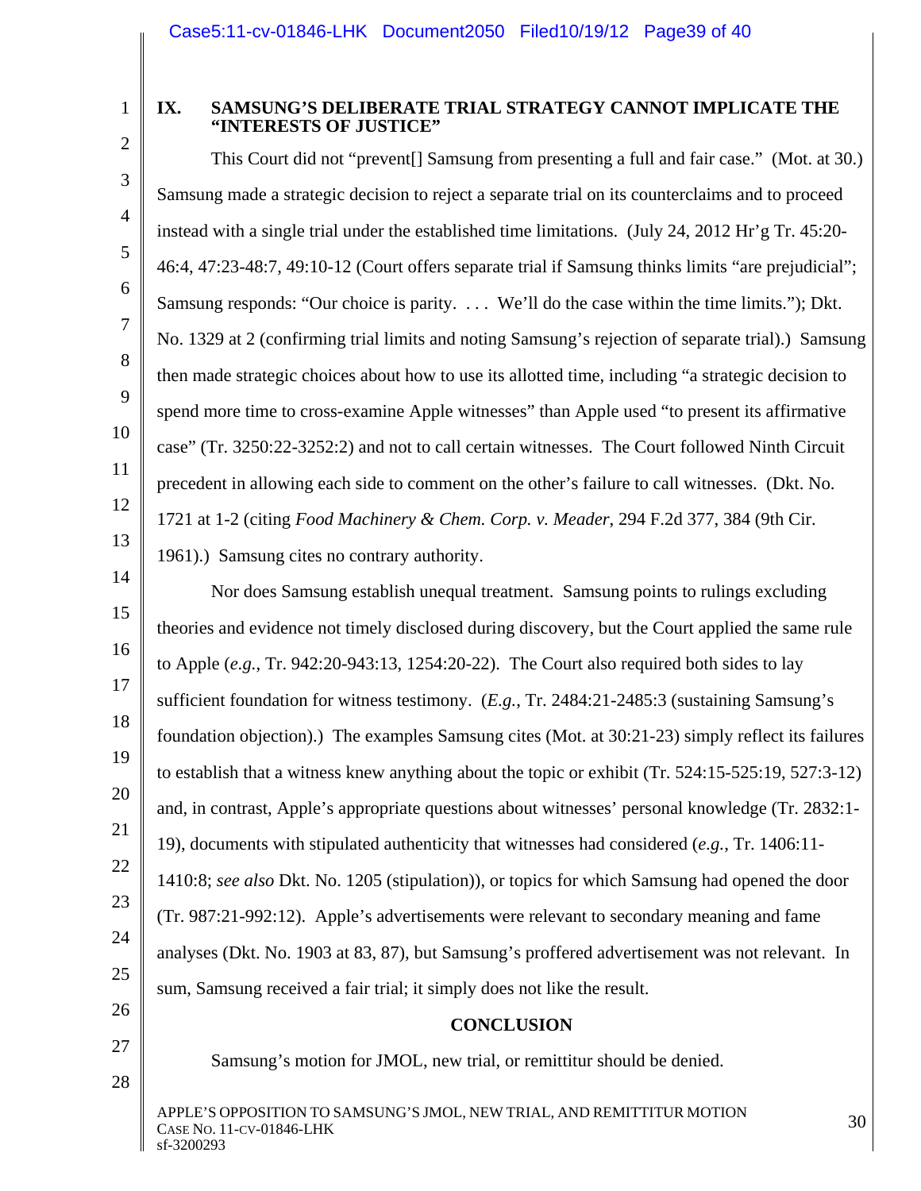## IX. SAMSUNG'S DELIBERATE TRIAL STRATEGY CANNOT IMPLICATE THE "INTERESTS OF JUSTICE"

This Court did not "prevent[] Samsung from presenting a full and fair case." (Mot. at 30.) Samsung made a strategic decision to reject a separate trial on its counterclaims and to proceed instead with a single trial under the established time limitations. (July 24, 2012 Hr'g Tr. 45:20-46:4, 47:23-48:7, 49:10-12 (Court offers separate trial if Samsung thinks limits "are prejudicial"; Samsung responds: "Our choice is parity. . . . We'll do the case within the time limits."); Dkt. No. 1329 at 2 (confirming trial limits and noting Samsung's rejection of separate trial).) Samsung then made strategic choices about how to use its allotted time, including "a strategic decision to spend more time to cross-examine Apple witnesses" than Apple used "to present its affirmative case" (Tr. 3250:22-3252:2) and not to call certain witnesses. The Court followed Ninth Circuit precedent in allowing each side to comment on the other's failure to call witnesses. (Dkt. No. 1721 at 1-2 (citing *Food Machinery & Chem. Corp. v. Meader*, 294 F.2d 377, 384 (9th Cir. 1961).) Samsung cites no contrary authority.

Nor does Samsung establish unequal treatment. Samsung points to rulings excluding theories and evidence not timely disclosed during discovery, but the Court applied the same rule to Apple (*e.g.*, Tr. 942:20-943:13, 1254:20-22). The Court also required both sides to lay sufficient foundation for witness testimony. (*E.g.*, Tr. 2484:21-2485:3 (sustaining Samsung's foundation objection).) The examples Samsung cites (Mot. at 30:21-23) simply reflect its failures to establish that a witness knew anything about the topic or exhibit (Tr. 524:15-525:19, 527:3-12) and, in contrast, Apple's appropriate questions about witnesses' personal knowledge (Tr. 2832:1-19), documents with stipulated authenticity that witnesses had considered (*e.g.*, Tr. 1406:11-1410:8; *see also* Dkt. No. 1205 (stipulation)), or topics for which Samsung had opened the door (Tr. 987:21-992:12). Apple's advertisements were relevant to secondary meaning and fame analyses (Dkt. No. 1903 at 83, 87), but Samsung's proffered advertisement was not relevant. In sum, Samsung received a fair trial; it simply does not like the result.

## CONCLUSION

Samsung's motion for JMOL, new trial, or remittitur should be denied.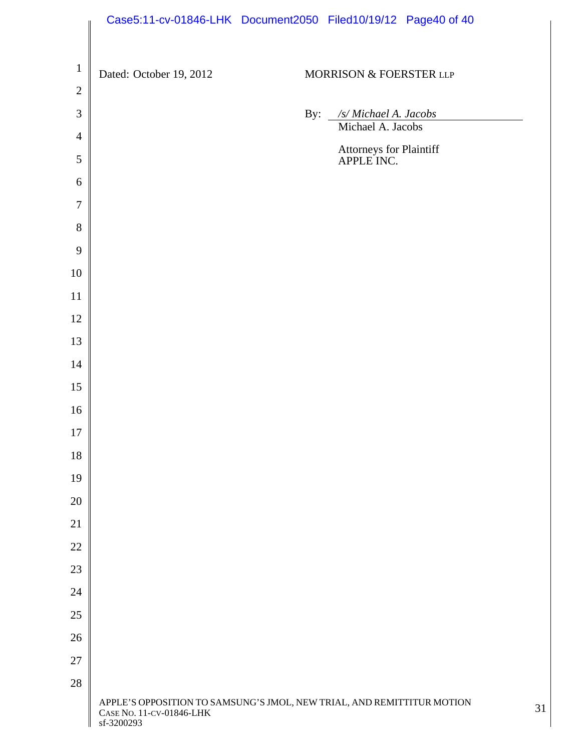Dated: October 19, 2012

MORRISON & FOERSTER LLP

By: */s/ Michael A. Jacobs*
Michael A. Jacobs

Attorneys for Plaintiff
APPLE INC.